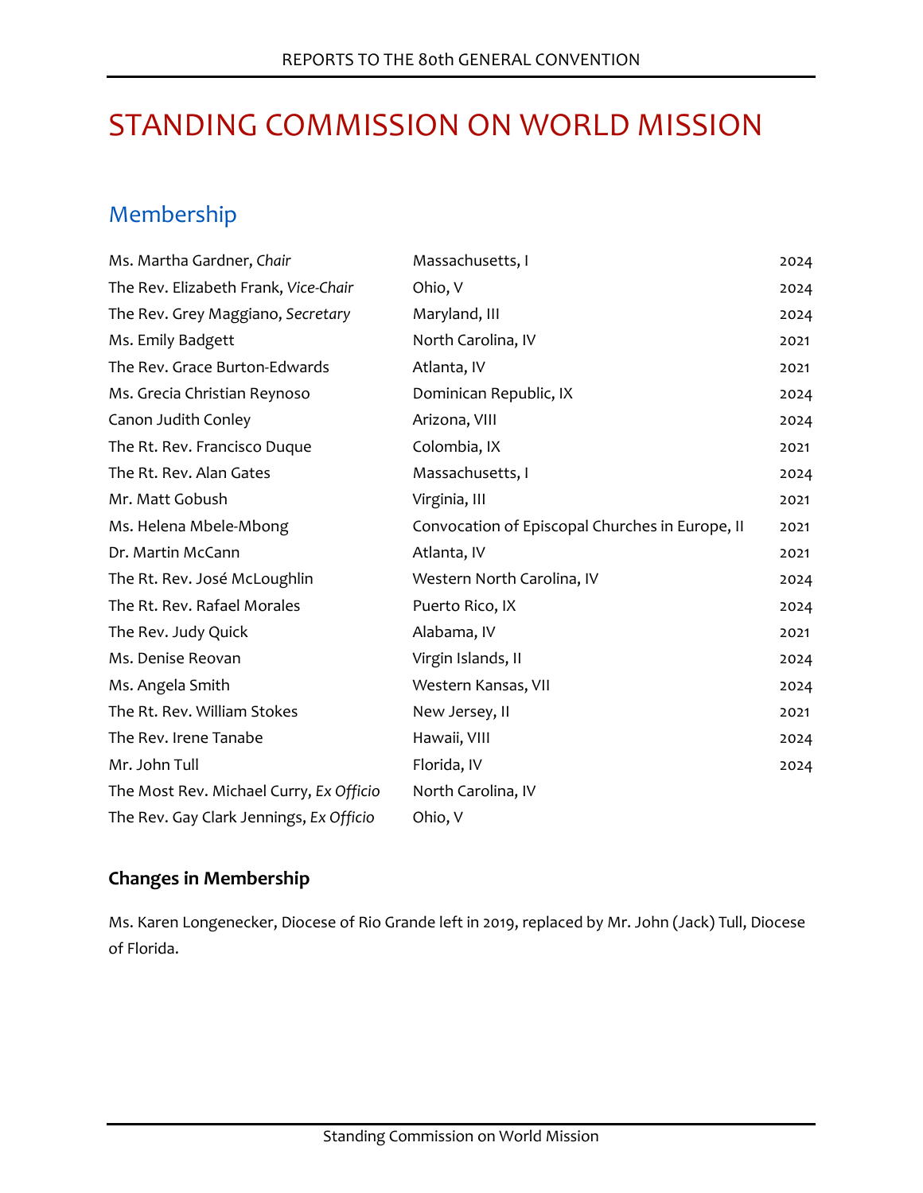# STANDING COMMISSION ON WORLD MISSION

## Membership

| | | |
|---|---|---|
| Ms. Martha Gardner, *Chair* | Massachusetts, I | 2024 |
| The Rev. Elizabeth Frank, *Vice-Chair* | Ohio, V | 2024 |
| The Rev. Grey Maggiano, *Secretary* | Maryland, III | 2024 |
| Ms. Emily Badgett | North Carolina, IV | 2021 |
| The Rev. Grace Burton-Edwards | Atlanta, IV | 2021 |
| Ms. Grecia Christian Reynoso | Dominican Republic, IX | 2024 |
| Canon Judith Conley | Arizona, VIII | 2024 |
| The Rt. Rev. Francisco Duque | Colombia, IX | 2021 |
| The Rt. Rev. Alan Gates | Massachusetts, I | 2024 |
| Mr. Matt Gobush | Virginia, III | 2021 |
| Ms. Helena Mbele-Mbong | Convocation of Episcopal Churches in Europe, II | 2021 |
| Dr. Martin McCann | Atlanta, IV | 2021 |
| The Rt. Rev. José McLoughlin | Western North Carolina, IV | 2024 |
| The Rt. Rev. Rafael Morales | Puerto Rico, IX | 2024 |
| The Rev. Judy Quick | Alabama, IV | 2021 |
| Ms. Denise Reovan | Virgin Islands, II | 2024 |
| Ms. Angela Smith | Western Kansas, VII | 2024 |
| The Rt. Rev. William Stokes | New Jersey, II | 2021 |
| The Rev. Irene Tanabe | Hawaii, VIII | 2024 |
| Mr. John Tull | Florida, IV | 2024 |
| The Most Rev. Michael Curry, *Ex Officio* | North Carolina, IV | |
| The Rev. Gay Clark Jennings, *Ex Officio* | Ohio, V | |

### Changes in Membership

Ms. Karen Longenecker, Diocese of Rio Grande left in 2019, replaced by Mr. John (Jack) Tull, Diocese of Florida.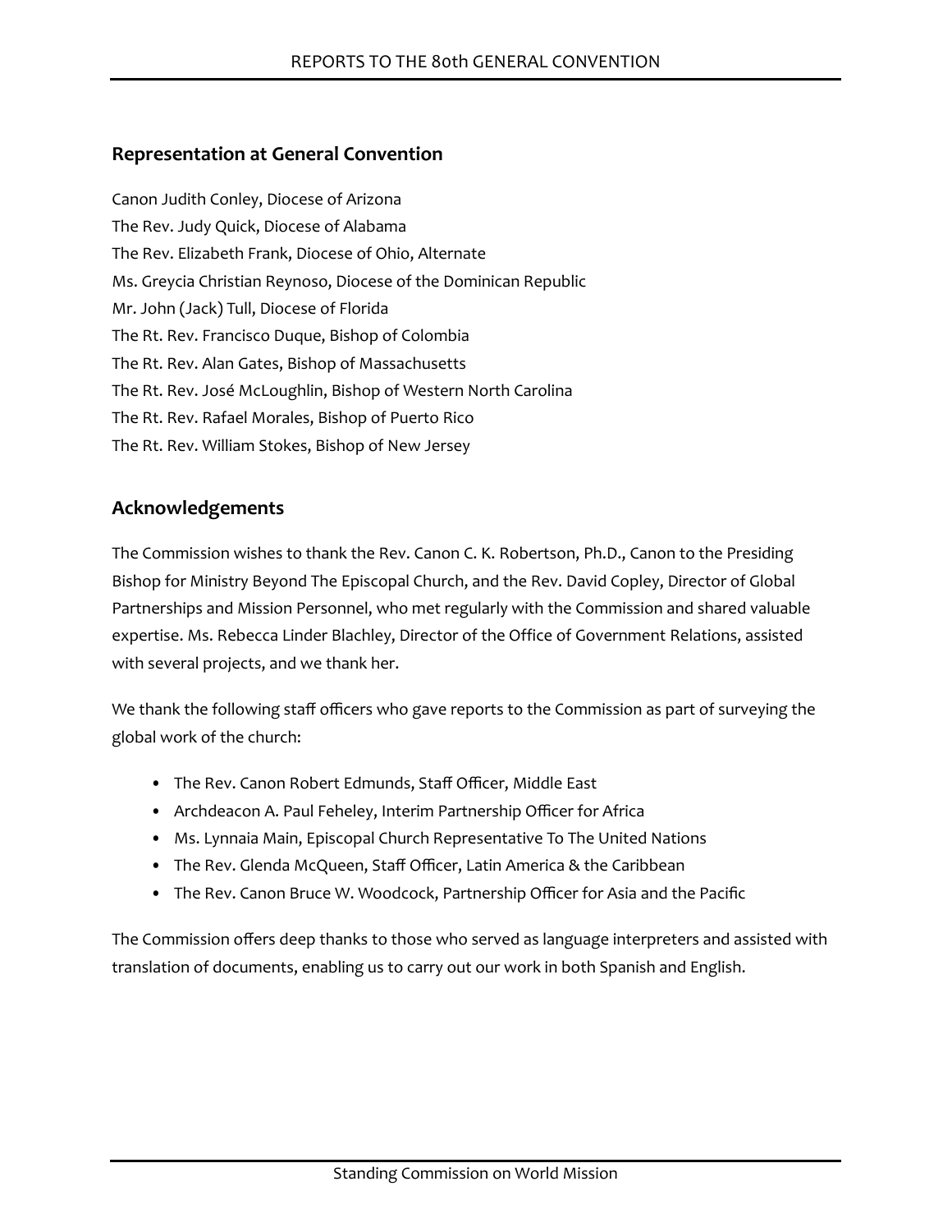## Representation at General Convention

Canon Judith Conley, Diocese of Arizona
The Rev. Judy Quick, Diocese of Alabama
The Rev. Elizabeth Frank, Diocese of Ohio, Alternate
Ms. Greycia Christian Reynoso, Diocese of the Dominican Republic
Mr. John (Jack) Tull, Diocese of Florida
The Rt. Rev. Francisco Duque, Bishop of Colombia
The Rt. Rev. Alan Gates, Bishop of Massachusetts
The Rt. Rev. José McLoughlin, Bishop of Western North Carolina
The Rt. Rev. Rafael Morales, Bishop of Puerto Rico
The Rt. Rev. William Stokes, Bishop of New Jersey

## Acknowledgements

The Commission wishes to thank the Rev. Canon C. K. Robertson, Ph.D., Canon to the Presiding Bishop for Ministry Beyond The Episcopal Church, and the Rev. David Copley, Director of Global Partnerships and Mission Personnel, who met regularly with the Commission and shared valuable expertise. Ms. Rebecca Linder Blachley, Director of the Office of Government Relations, assisted with several projects, and we thank her.

We thank the following staff officers who gave reports to the Commission as part of surveying the global work of the church:

- The Rev. Canon Robert Edmunds, Staff Officer, Middle East
- Archdeacon A. Paul Feheley, Interim Partnership Officer for Africa
- Ms. Lynnaia Main, Episcopal Church Representative To The United Nations
- The Rev. Glenda McQueen, Staff Officer, Latin America & the Caribbean
- The Rev. Canon Bruce W. Woodcock, Partnership Officer for Asia and the Pacific

The Commission offers deep thanks to those who served as language interpreters and assisted with translation of documents, enabling us to carry out our work in both Spanish and English.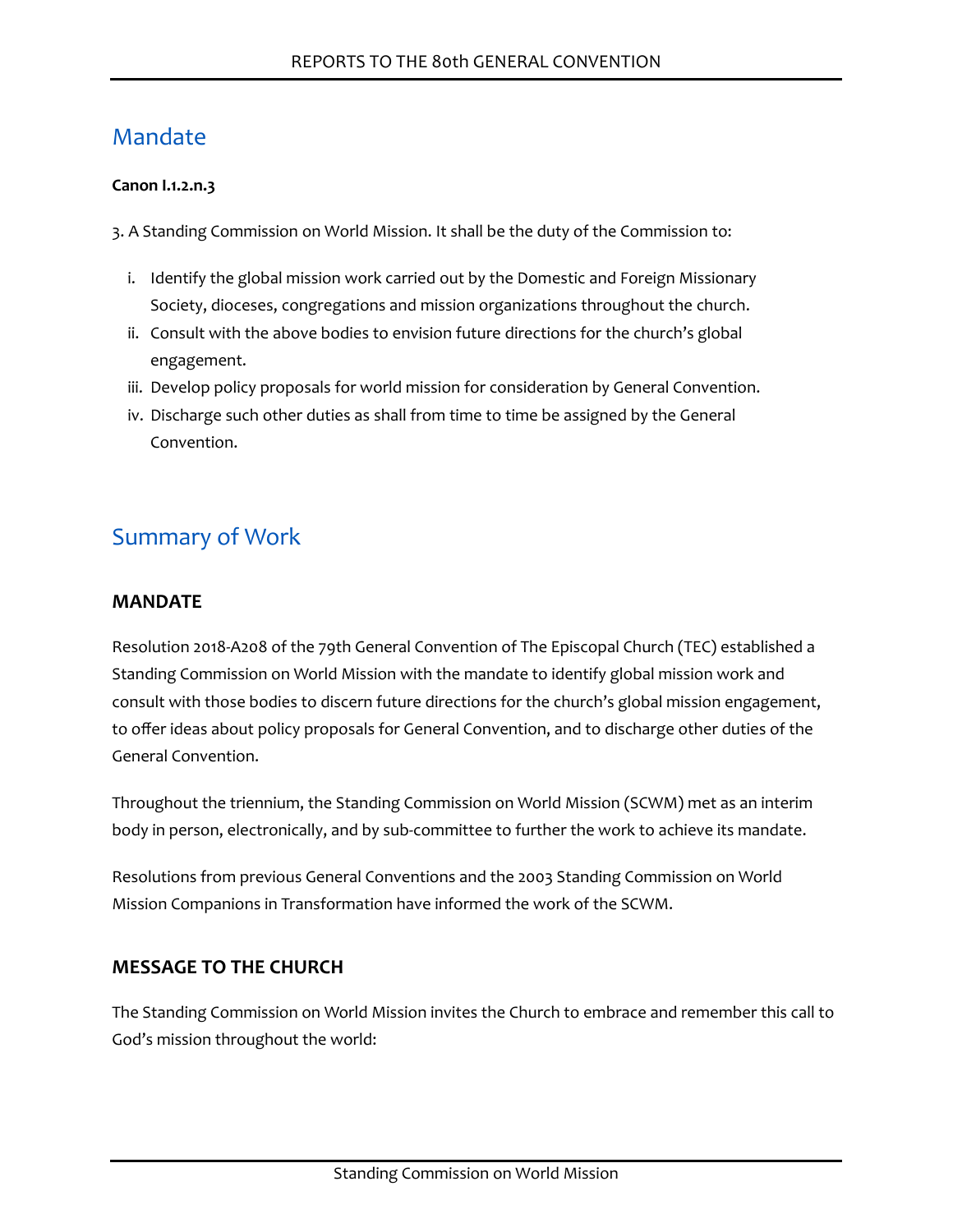## Mandate

**Canon I.1.2.n.3**

3. A Standing Commission on World Mission. It shall be the duty of the Commission to:

i. Identify the global mission work carried out by the Domestic and Foreign Missionary Society, dioceses, congregations and mission organizations throughout the church.
ii. Consult with the above bodies to envision future directions for the church's global engagement.
iii. Develop policy proposals for world mission for consideration by General Convention.
iv. Discharge such other duties as shall from time to time be assigned by the General Convention.

## Summary of Work

### MANDATE

Resolution 2018-A208 of the 79th General Convention of The Episcopal Church (TEC) established a Standing Commission on World Mission with the mandate to identify global mission work and consult with those bodies to discern future directions for the church's global mission engagement, to offer ideas about policy proposals for General Convention, and to discharge other duties of the General Convention.

Throughout the triennium, the Standing Commission on World Mission (SCWM) met as an interim body in person, electronically, and by sub-committee to further the work to achieve its mandate.

Resolutions from previous General Conventions and the 2003 Standing Commission on World Mission Companions in Transformation have informed the work of the SCWM.

### MESSAGE TO THE CHURCH

The Standing Commission on World Mission invites the Church to embrace and remember this call to God's mission throughout the world: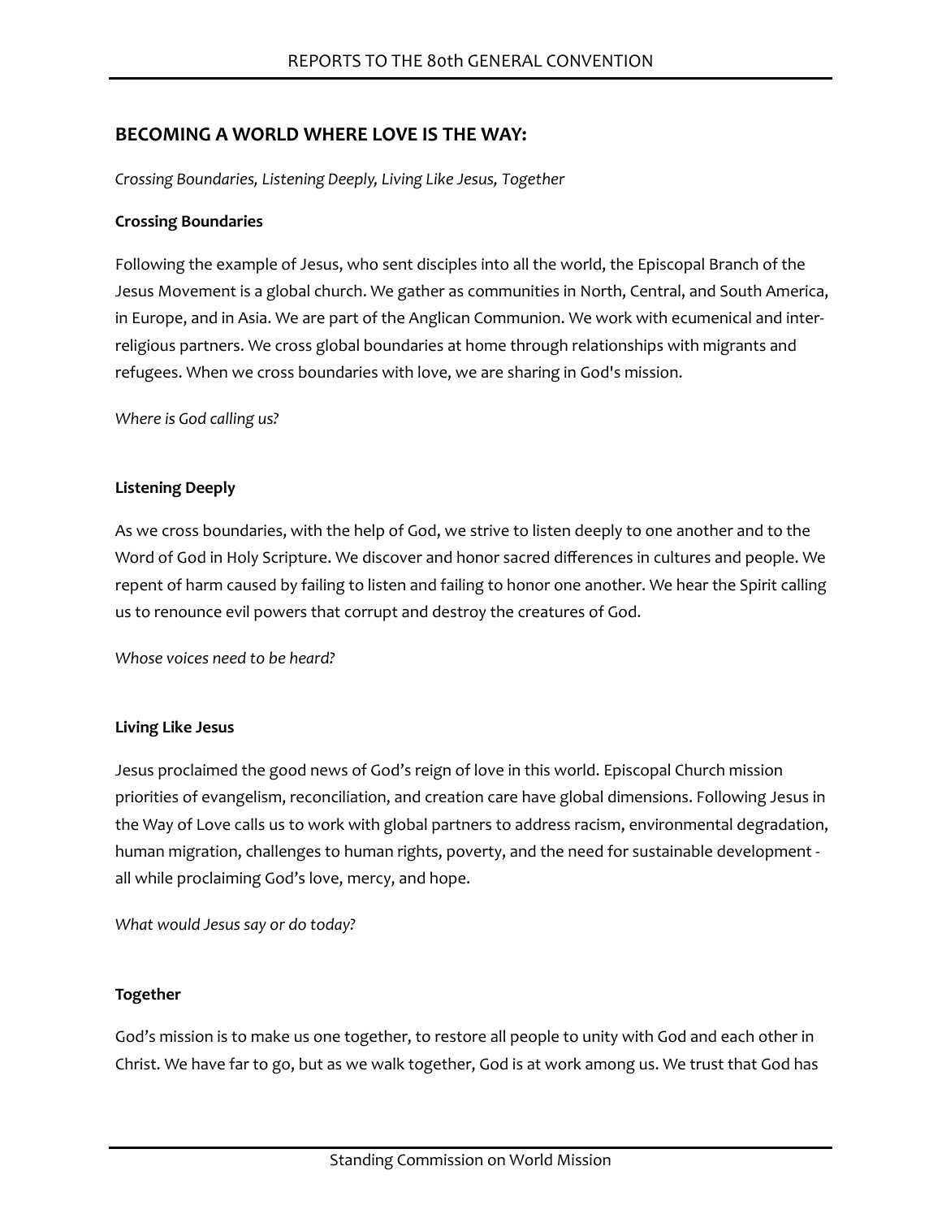## BECOMING A WORLD WHERE LOVE IS THE WAY:

*Crossing Boundaries, Listening Deeply, Living Like Jesus, Together*

### Crossing Boundaries

Following the example of Jesus, who sent disciples into all the world, the Episcopal Branch of the Jesus Movement is a global church. We gather as communities in North, Central, and South America, in Europe, and in Asia. We are part of the Anglican Communion. We work with ecumenical and inter-religious partners. We cross global boundaries at home through relationships with migrants and refugees. When we cross boundaries with love, we are sharing in God's mission.

*Where is God calling us?*

### Listening Deeply

As we cross boundaries, with the help of God, we strive to listen deeply to one another and to the Word of God in Holy Scripture. We discover and honor sacred differences in cultures and people. We repent of harm caused by failing to listen and failing to honor one another. We hear the Spirit calling us to renounce evil powers that corrupt and destroy the creatures of God.

*Whose voices need to be heard?*

### Living Like Jesus

Jesus proclaimed the good news of God's reign of love in this world. Episcopal Church mission priorities of evangelism, reconciliation, and creation care have global dimensions. Following Jesus in the Way of Love calls us to work with global partners to address racism, environmental degradation, human migration, challenges to human rights, poverty, and the need for sustainable development - all while proclaiming God's love, mercy, and hope.

*What would Jesus say or do today?*

### Together

God's mission is to make us one together, to restore all people to unity with God and each other in Christ. We have far to go, but as we walk together, God is at work among us. We trust that God has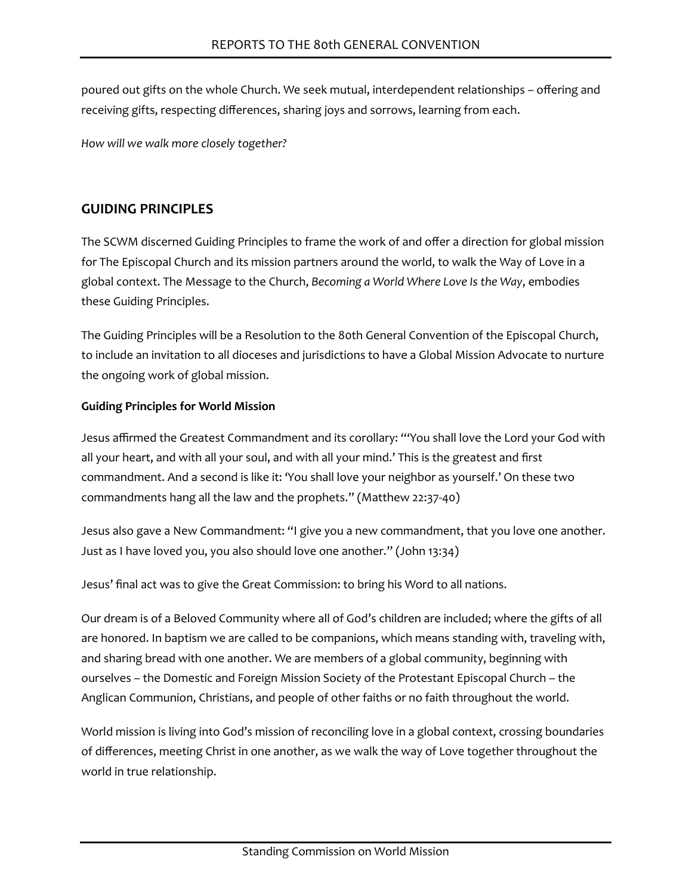poured out gifts on the whole Church. We seek mutual, interdependent relationships – offering and receiving gifts, respecting differences, sharing joys and sorrows, learning from each.

*How will we walk more closely together?*

## GUIDING PRINCIPLES

The SCWM discerned Guiding Principles to frame the work of and offer a direction for global mission for The Episcopal Church and its mission partners around the world, to walk the Way of Love in a global context. The Message to the Church, *Becoming a World Where Love Is the Way*, embodies these Guiding Principles.

The Guiding Principles will be a Resolution to the 80th General Convention of the Episcopal Church, to include an invitation to all dioceses and jurisdictions to have a Global Mission Advocate to nurture the ongoing work of global mission.

**Guiding Principles for World Mission**

Jesus affirmed the Greatest Commandment and its corollary: "'You shall love the Lord your God with all your heart, and with all your soul, and with all your mind.' This is the greatest and first commandment. And a second is like it: 'You shall love your neighbor as yourself.' On these two commandments hang all the law and the prophets." (Matthew 22:37-40)

Jesus also gave a New Commandment: "I give you a new commandment, that you love one another. Just as I have loved you, you also should love one another." (John 13:34)

Jesus' final act was to give the Great Commission: to bring his Word to all nations.

Our dream is of a Beloved Community where all of God's children are included; where the gifts of all are honored. In baptism we are called to be companions, which means standing with, traveling with, and sharing bread with one another. We are members of a global community, beginning with ourselves – the Domestic and Foreign Mission Society of the Protestant Episcopal Church – the Anglican Communion, Christians, and people of other faiths or no faith throughout the world.

World mission is living into God's mission of reconciling love in a global context, crossing boundaries of differences, meeting Christ in one another, as we walk the way of Love together throughout the world in true relationship.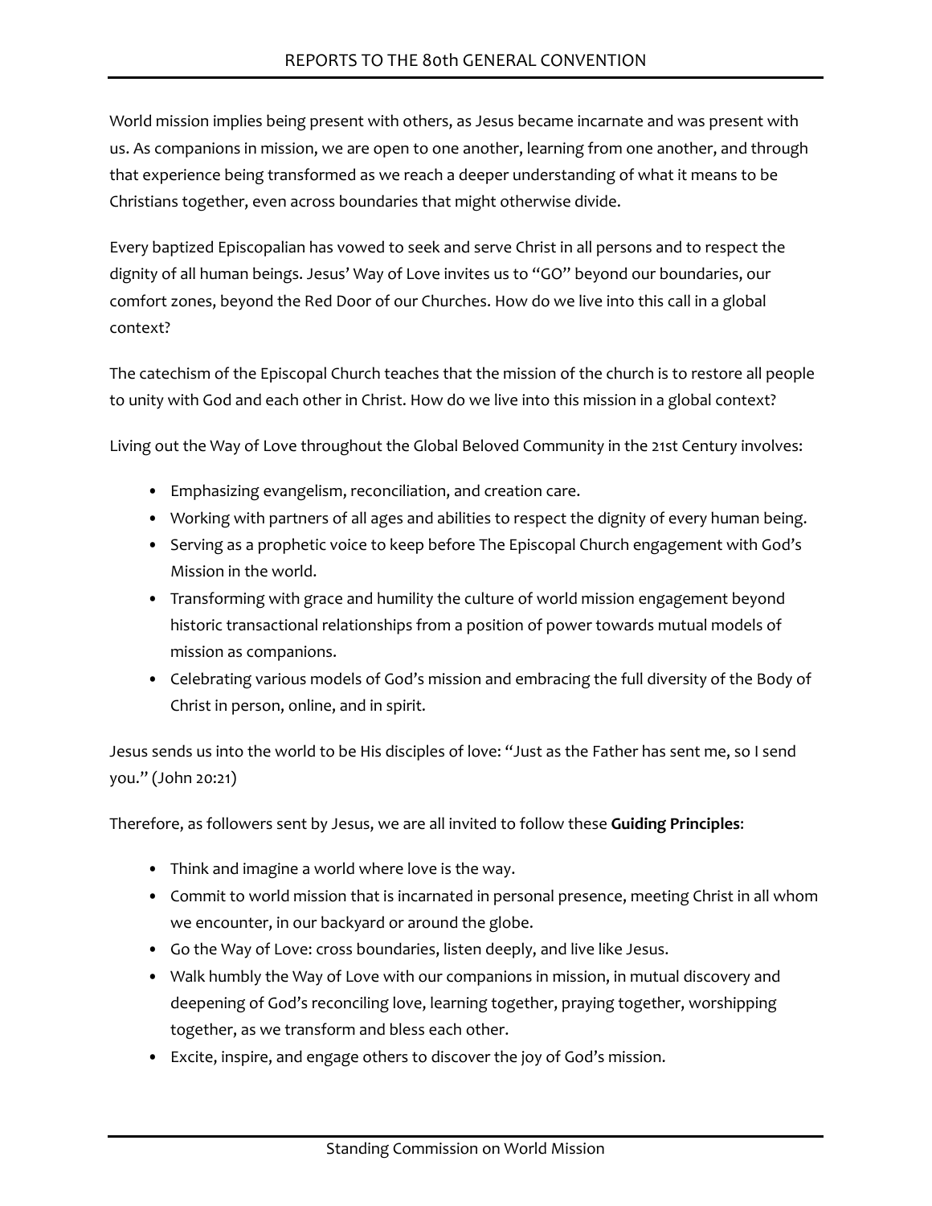World mission implies being present with others, as Jesus became incarnate and was present with us. As companions in mission, we are open to one another, learning from one another, and through that experience being transformed as we reach a deeper understanding of what it means to be Christians together, even across boundaries that might otherwise divide.

Every baptized Episcopalian has vowed to seek and serve Christ in all persons and to respect the dignity of all human beings. Jesus' Way of Love invites us to "GO" beyond our boundaries, our comfort zones, beyond the Red Door of our Churches. How do we live into this call in a global context?

The catechism of the Episcopal Church teaches that the mission of the church is to restore all people to unity with God and each other in Christ. How do we live into this mission in a global context?

Living out the Way of Love throughout the Global Beloved Community in the 21st Century involves:

- Emphasizing evangelism, reconciliation, and creation care.
- Working with partners of all ages and abilities to respect the dignity of every human being.
- Serving as a prophetic voice to keep before The Episcopal Church engagement with God's Mission in the world.
- Transforming with grace and humility the culture of world mission engagement beyond historic transactional relationships from a position of power towards mutual models of mission as companions.
- Celebrating various models of God's mission and embracing the full diversity of the Body of Christ in person, online, and in spirit.

Jesus sends us into the world to be His disciples of love: "Just as the Father has sent me, so I send you." (John 20:21)

Therefore, as followers sent by Jesus, we are all invited to follow these **Guiding Principles**:

- Think and imagine a world where love is the way.
- Commit to world mission that is incarnated in personal presence, meeting Christ in all whom we encounter, in our backyard or around the globe.
- Go the Way of Love: cross boundaries, listen deeply, and live like Jesus.
- Walk humbly the Way of Love with our companions in mission, in mutual discovery and deepening of God's reconciling love, learning together, praying together, worshipping together, as we transform and bless each other.
- Excite, inspire, and engage others to discover the joy of God's mission.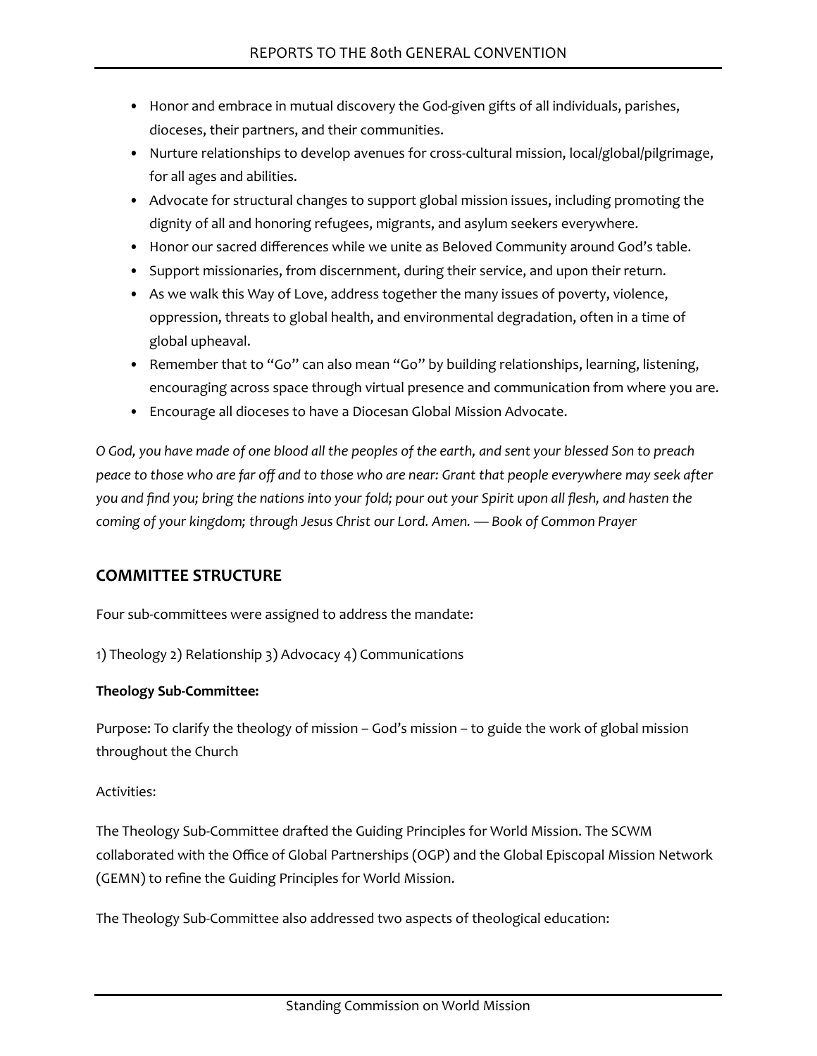- Honor and embrace in mutual discovery the God-given gifts of all individuals, parishes, dioceses, their partners, and their communities.
- Nurture relationships to develop avenues for cross-cultural mission, local/global/pilgrimage, for all ages and abilities.
- Advocate for structural changes to support global mission issues, including promoting the dignity of all and honoring refugees, migrants, and asylum seekers everywhere.
- Honor our sacred differences while we unite as Beloved Community around God's table.
- Support missionaries, from discernment, during their service, and upon their return.
- As we walk this Way of Love, address together the many issues of poverty, violence, oppression, threats to global health, and environmental degradation, often in a time of global upheaval.
- Remember that to "Go" can also mean "Go" by building relationships, learning, listening, encouraging across space through virtual presence and communication from where you are.
- Encourage all dioceses to have a Diocesan Global Mission Advocate.

*O God, you have made of one blood all the peoples of the earth, and sent your blessed Son to preach peace to those who are far off and to those who are near: Grant that people everywhere may seek after you and find you; bring the nations into your fold; pour out your Spirit upon all flesh, and hasten the coming of your kingdom; through Jesus Christ our Lord. Amen. — Book of Common Prayer*

## COMMITTEE STRUCTURE

Four sub-committees were assigned to address the mandate:

1) Theology 2) Relationship 3) Advocacy 4) Communications

**Theology Sub-Committee:**

Purpose: To clarify the theology of mission – God's mission – to guide the work of global mission throughout the Church

Activities:

The Theology Sub-Committee drafted the Guiding Principles for World Mission. The SCWM collaborated with the Office of Global Partnerships (OGP) and the Global Episcopal Mission Network (GEMN) to refine the Guiding Principles for World Mission.

The Theology Sub-Committee also addressed two aspects of theological education: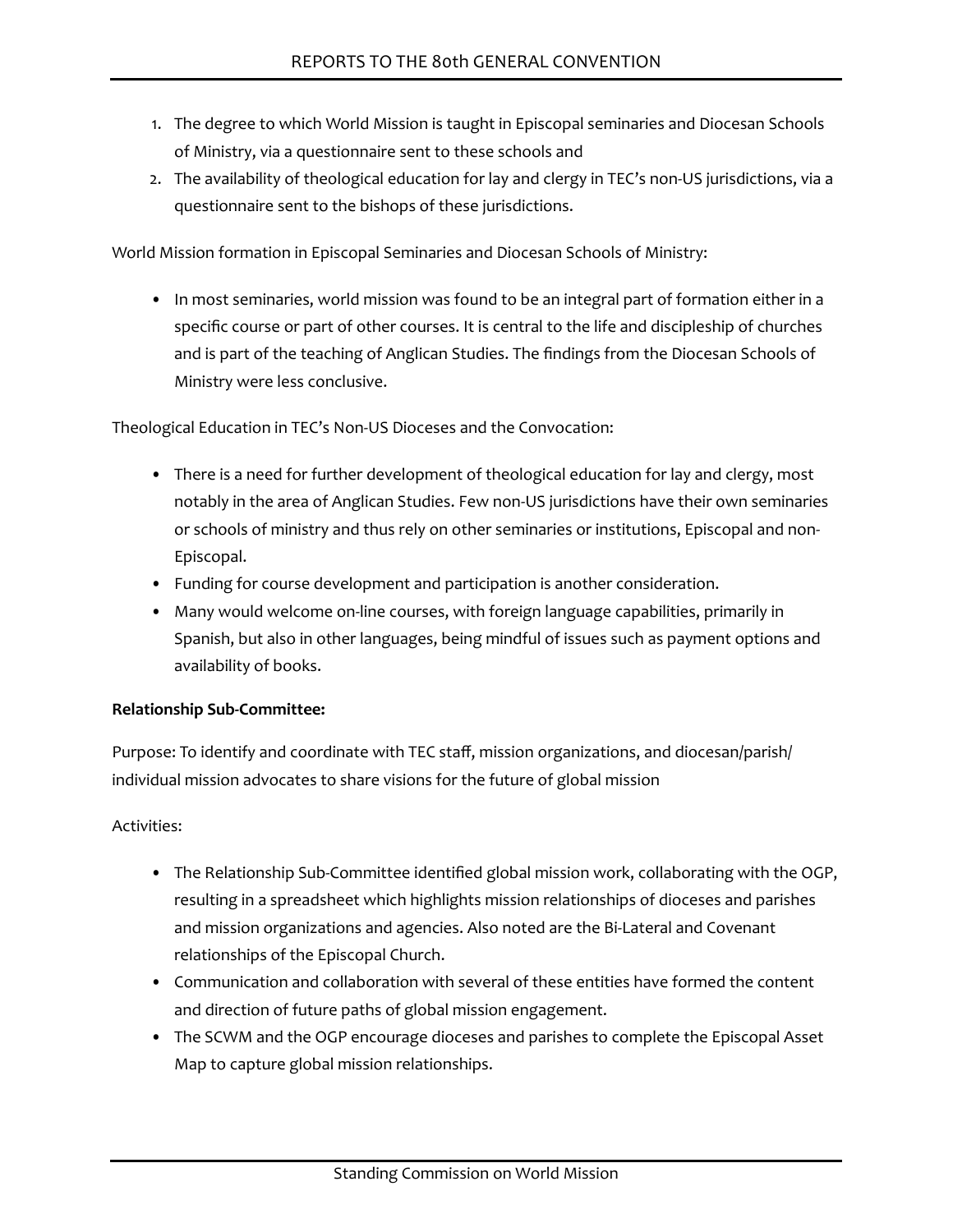1. The degree to which World Mission is taught in Episcopal seminaries and Diocesan Schools of Ministry, via a questionnaire sent to these schools and
2. The availability of theological education for lay and clergy in TEC's non-US jurisdictions, via a questionnaire sent to the bishops of these jurisdictions.

World Mission formation in Episcopal Seminaries and Diocesan Schools of Ministry:

- In most seminaries, world mission was found to be an integral part of formation either in a specific course or part of other courses. It is central to the life and discipleship of churches and is part of the teaching of Anglican Studies. The findings from the Diocesan Schools of Ministry were less conclusive.

Theological Education in TEC's Non-US Dioceses and the Convocation:

- There is a need for further development of theological education for lay and clergy, most notably in the area of Anglican Studies. Few non-US jurisdictions have their own seminaries or schools of ministry and thus rely on other seminaries or institutions, Episcopal and non-Episcopal.
- Funding for course development and participation is another consideration.
- Many would welcome on-line courses, with foreign language capabilities, primarily in Spanish, but also in other languages, being mindful of issues such as payment options and availability of books.

**Relationship Sub-Committee:**

Purpose: To identify and coordinate with TEC staff, mission organizations, and diocesan/parish/individual mission advocates to share visions for the future of global mission

Activities:

- The Relationship Sub-Committee identified global mission work, collaborating with the OGP, resulting in a spreadsheet which highlights mission relationships of dioceses and parishes and mission organizations and agencies. Also noted are the Bi-Lateral and Covenant relationships of the Episcopal Church.
- Communication and collaboration with several of these entities have formed the content and direction of future paths of global mission engagement.
- The SCWM and the OGP encourage dioceses and parishes to complete the Episcopal Asset Map to capture global mission relationships.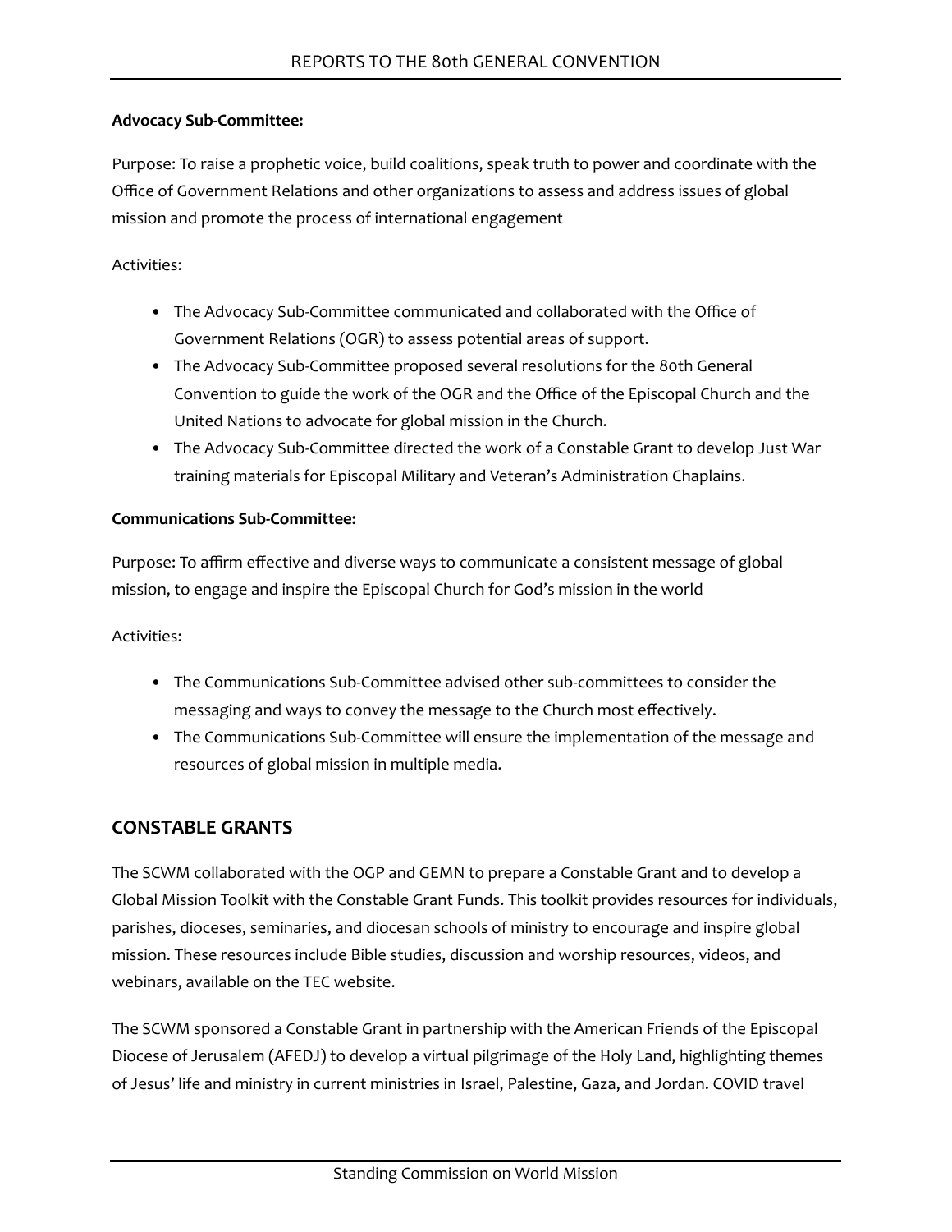**Advocacy Sub-Committee:**

Purpose: To raise a prophetic voice, build coalitions, speak truth to power and coordinate with the Office of Government Relations and other organizations to assess and address issues of global mission and promote the process of international engagement

Activities:

- The Advocacy Sub-Committee communicated and collaborated with the Office of Government Relations (OGR) to assess potential areas of support.
- The Advocacy Sub-Committee proposed several resolutions for the 80th General Convention to guide the work of the OGR and the Office of the Episcopal Church and the United Nations to advocate for global mission in the Church.
- The Advocacy Sub-Committee directed the work of a Constable Grant to develop Just War training materials for Episcopal Military and Veteran's Administration Chaplains.

**Communications Sub-Committee:**

Purpose: To affirm effective and diverse ways to communicate a consistent message of global mission, to engage and inspire the Episcopal Church for God's mission in the world

Activities:

- The Communications Sub-Committee advised other sub-committees to consider the messaging and ways to convey the message to the Church most effectively.
- The Communications Sub-Committee will ensure the implementation of the message and resources of global mission in multiple media.

## CONSTABLE GRANTS

The SCWM collaborated with the OGP and GEMN to prepare a Constable Grant and to develop a Global Mission Toolkit with the Constable Grant Funds. This toolkit provides resources for individuals, parishes, dioceses, seminaries, and diocesan schools of ministry to encourage and inspire global mission. These resources include Bible studies, discussion and worship resources, videos, and webinars, available on the TEC website.

The SCWM sponsored a Constable Grant in partnership with the American Friends of the Episcopal Diocese of Jerusalem (AFEDJ) to develop a virtual pilgrimage of the Holy Land, highlighting themes of Jesus' life and ministry in current ministries in Israel, Palestine, Gaza, and Jordan. COVID travel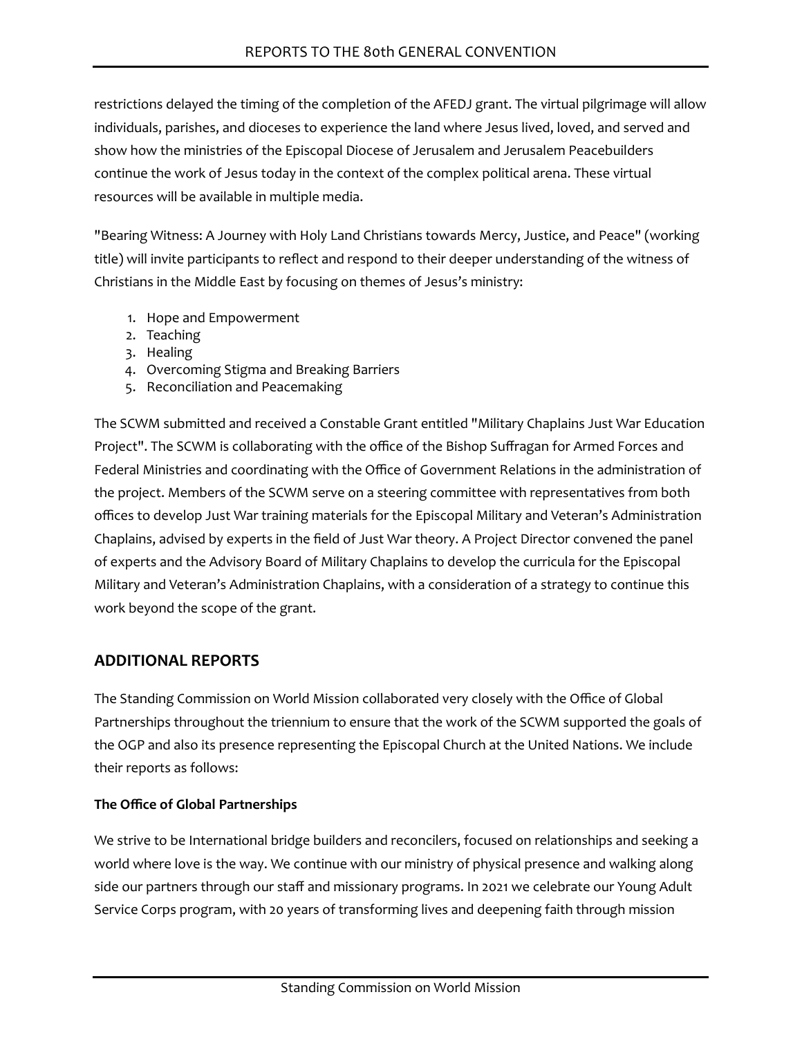restrictions delayed the timing of the completion of the AFEDJ grant. The virtual pilgrimage will allow individuals, parishes, and dioceses to experience the land where Jesus lived, loved, and served and show how the ministries of the Episcopal Diocese of Jerusalem and Jerusalem Peacebuilders continue the work of Jesus today in the context of the complex political arena. These virtual resources will be available in multiple media.

"Bearing Witness: A Journey with Holy Land Christians towards Mercy, Justice, and Peace" (working title) will invite participants to reflect and respond to their deeper understanding of the witness of Christians in the Middle East by focusing on themes of Jesus's ministry:

1. Hope and Empowerment
2. Teaching
3. Healing
4. Overcoming Stigma and Breaking Barriers
5. Reconciliation and Peacemaking

The SCWM submitted and received a Constable Grant entitled "Military Chaplains Just War Education Project". The SCWM is collaborating with the office of the Bishop Suffragan for Armed Forces and Federal Ministries and coordinating with the Office of Government Relations in the administration of the project. Members of the SCWM serve on a steering committee with representatives from both offices to develop Just War training materials for the Episcopal Military and Veteran's Administration Chaplains, advised by experts in the field of Just War theory. A Project Director convened the panel of experts and the Advisory Board of Military Chaplains to develop the curricula for the Episcopal Military and Veteran's Administration Chaplains, with a consideration of a strategy to continue this work beyond the scope of the grant.

## ADDITIONAL REPORTS

The Standing Commission on World Mission collaborated very closely with the Office of Global Partnerships throughout the triennium to ensure that the work of the SCWM supported the goals of the OGP and also its presence representing the Episcopal Church at the United Nations. We include their reports as follows:

### The Office of Global Partnerships

We strive to be International bridge builders and reconcilers, focused on relationships and seeking a world where love is the way. We continue with our ministry of physical presence and walking along side our partners through our staff and missionary programs. In 2021 we celebrate our Young Adult Service Corps program, with 20 years of transforming lives and deepening faith through mission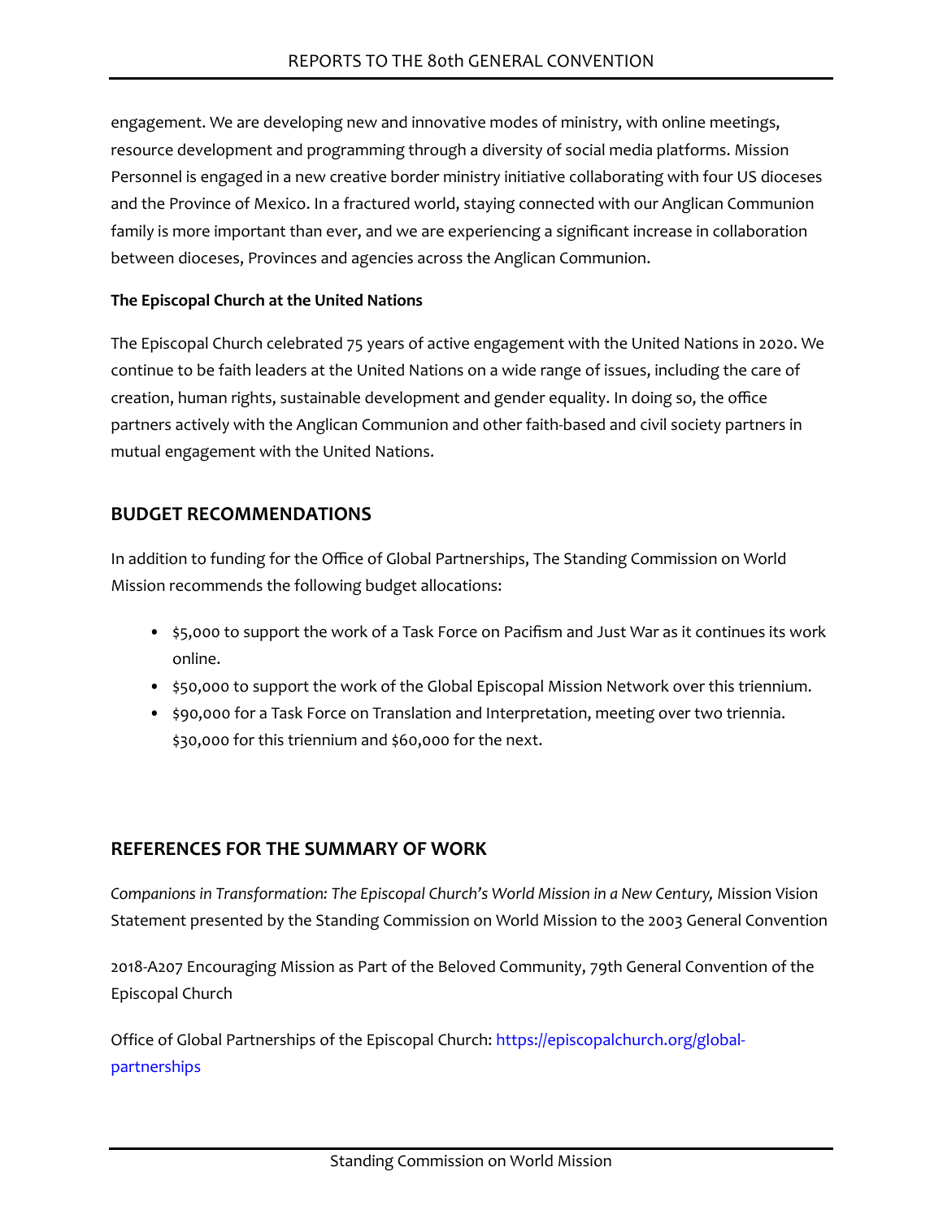engagement. We are developing new and innovative modes of ministry, with online meetings, resource development and programming through a diversity of social media platforms. Mission Personnel is engaged in a new creative border ministry initiative collaborating with four US dioceses and the Province of Mexico. In a fractured world, staying connected with our Anglican Communion family is more important than ever, and we are experiencing a significant increase in collaboration between dioceses, Provinces and agencies across the Anglican Communion.

**The Episcopal Church at the United Nations**

The Episcopal Church celebrated 75 years of active engagement with the United Nations in 2020. We continue to be faith leaders at the United Nations on a wide range of issues, including the care of creation, human rights, sustainable development and gender equality. In doing so, the office partners actively with the Anglican Communion and other faith-based and civil society partners in mutual engagement with the United Nations.

## BUDGET RECOMMENDATIONS

In addition to funding for the Office of Global Partnerships, The Standing Commission on World Mission recommends the following budget allocations:

- $5,000 to support the work of a Task Force on Pacifism and Just War as it continues its work online.
- $50,000 to support the work of the Global Episcopal Mission Network over this triennium.
- $90,000 for a Task Force on Translation and Interpretation, meeting over two triennia. $30,000 for this triennium and $60,000 for the next.

## REFERENCES FOR THE SUMMARY OF WORK

*Companions in Transformation: The Episcopal Church's World Mission in a New Century,* Mission Vision Statement presented by the Standing Commission on World Mission to the 2003 General Convention

2018-A207 Encouraging Mission as Part of the Beloved Community, 79th General Convention of the Episcopal Church

Office of Global Partnerships of the Episcopal Church: https://episcopalchurch.org/global-partnerships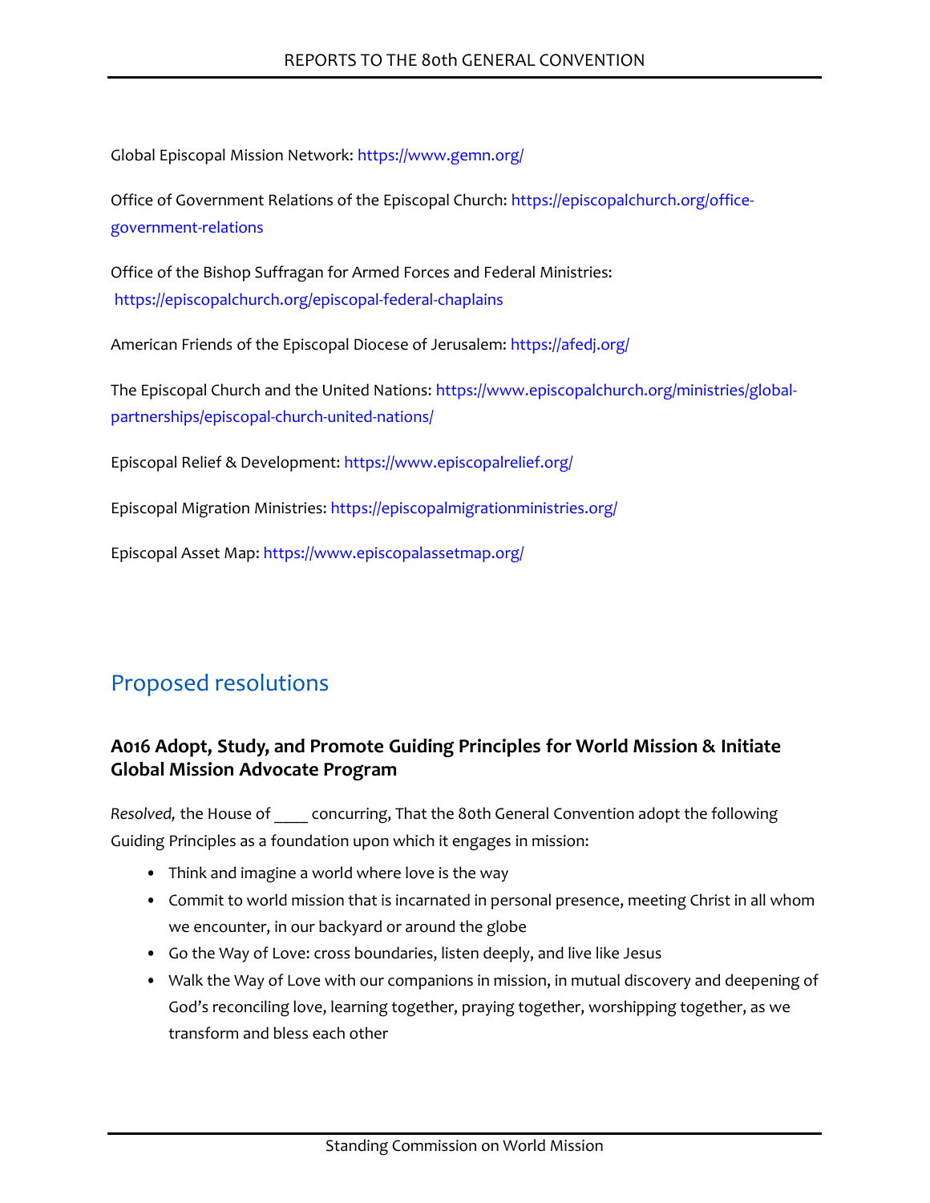Global Episcopal Mission Network: https://www.gemn.org/

Office of Government Relations of the Episcopal Church: https://episcopalchurch.org/office-government-relations

Office of the Bishop Suffragan for Armed Forces and Federal Ministries: https://episcopalchurch.org/episcopal-federal-chaplains

American Friends of the Episcopal Diocese of Jerusalem: https://afedj.org/

The Episcopal Church and the United Nations: https://www.episcopalchurch.org/ministries/global-partnerships/episcopal-church-united-nations/

Episcopal Relief & Development: https://www.episcopalrelief.org/

Episcopal Migration Ministries: https://episcopalmigrationministries.org/

Episcopal Asset Map: https://www.episcopalassetmap.org/

## Proposed resolutions

### A016 Adopt, Study, and Promote Guiding Principles for World Mission & Initiate Global Mission Advocate Program

*Resolved,* the House of ____ concurring, That the 80th General Convention adopt the following Guiding Principles as a foundation upon which it engages in mission:

- Think and imagine a world where love is the way
- Commit to world mission that is incarnated in personal presence, meeting Christ in all whom we encounter, in our backyard or around the globe
- Go the Way of Love: cross boundaries, listen deeply, and live like Jesus
- Walk the Way of Love with our companions in mission, in mutual discovery and deepening of God's reconciling love, learning together, praying together, worshipping together, as we transform and bless each other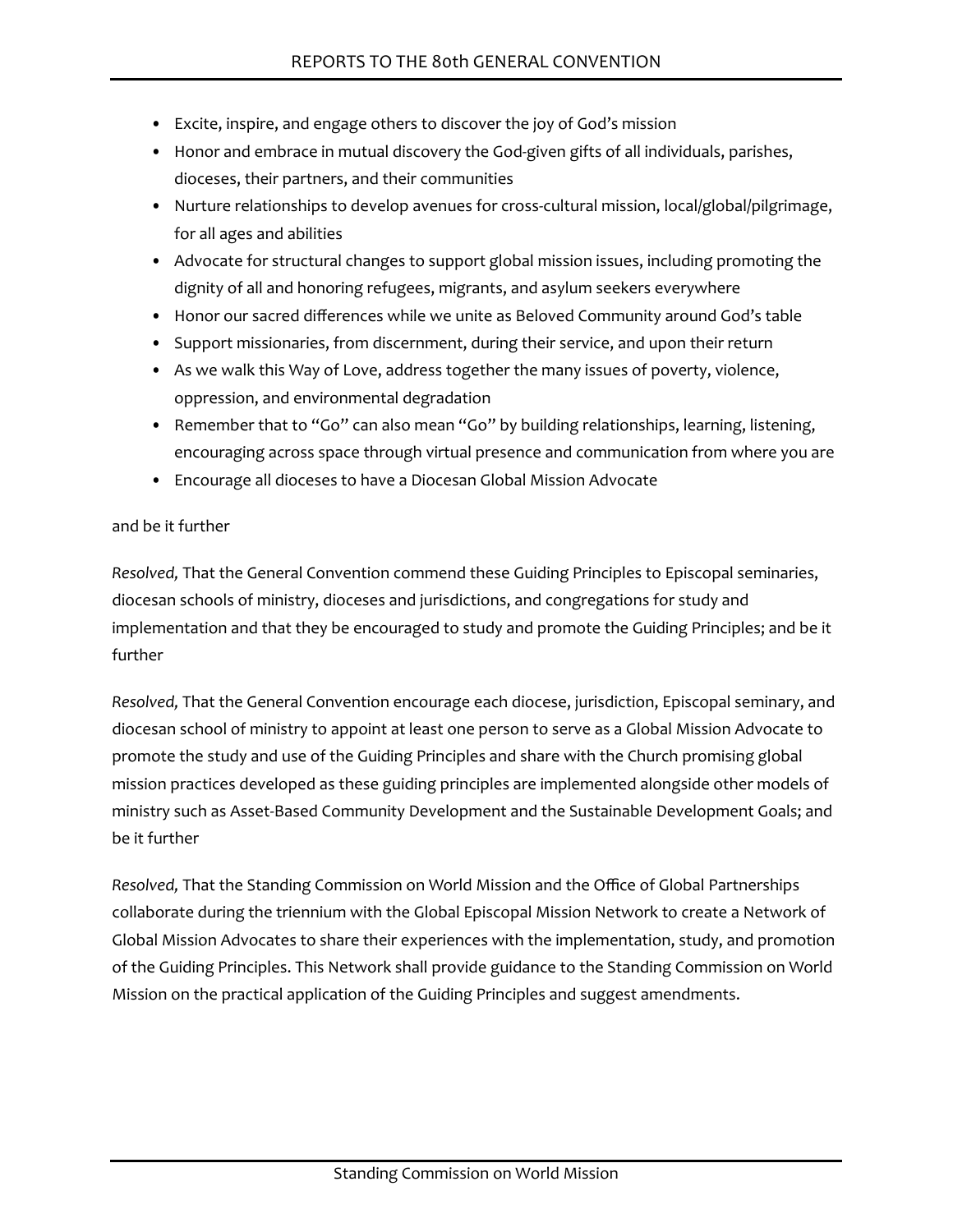- Excite, inspire, and engage others to discover the joy of God's mission
- Honor and embrace in mutual discovery the God-given gifts of all individuals, parishes, dioceses, their partners, and their communities
- Nurture relationships to develop avenues for cross-cultural mission, local/global/pilgrimage, for all ages and abilities
- Advocate for structural changes to support global mission issues, including promoting the dignity of all and honoring refugees, migrants, and asylum seekers everywhere
- Honor our sacred differences while we unite as Beloved Community around God's table
- Support missionaries, from discernment, during their service, and upon their return
- As we walk this Way of Love, address together the many issues of poverty, violence, oppression, and environmental degradation
- Remember that to "Go" can also mean "Go" by building relationships, learning, listening, encouraging across space through virtual presence and communication from where you are
- Encourage all dioceses to have a Diocesan Global Mission Advocate

and be it further

*Resolved,* That the General Convention commend these Guiding Principles to Episcopal seminaries, diocesan schools of ministry, dioceses and jurisdictions, and congregations for study and implementation and that they be encouraged to study and promote the Guiding Principles; and be it further

*Resolved,* That the General Convention encourage each diocese, jurisdiction, Episcopal seminary, and diocesan school of ministry to appoint at least one person to serve as a Global Mission Advocate to promote the study and use of the Guiding Principles and share with the Church promising global mission practices developed as these guiding principles are implemented alongside other models of ministry such as Asset-Based Community Development and the Sustainable Development Goals; and be it further

*Resolved,* That the Standing Commission on World Mission and the Office of Global Partnerships collaborate during the triennium with the Global Episcopal Mission Network to create a Network of Global Mission Advocates to share their experiences with the implementation, study, and promotion of the Guiding Principles. This Network shall provide guidance to the Standing Commission on World Mission on the practical application of the Guiding Principles and suggest amendments.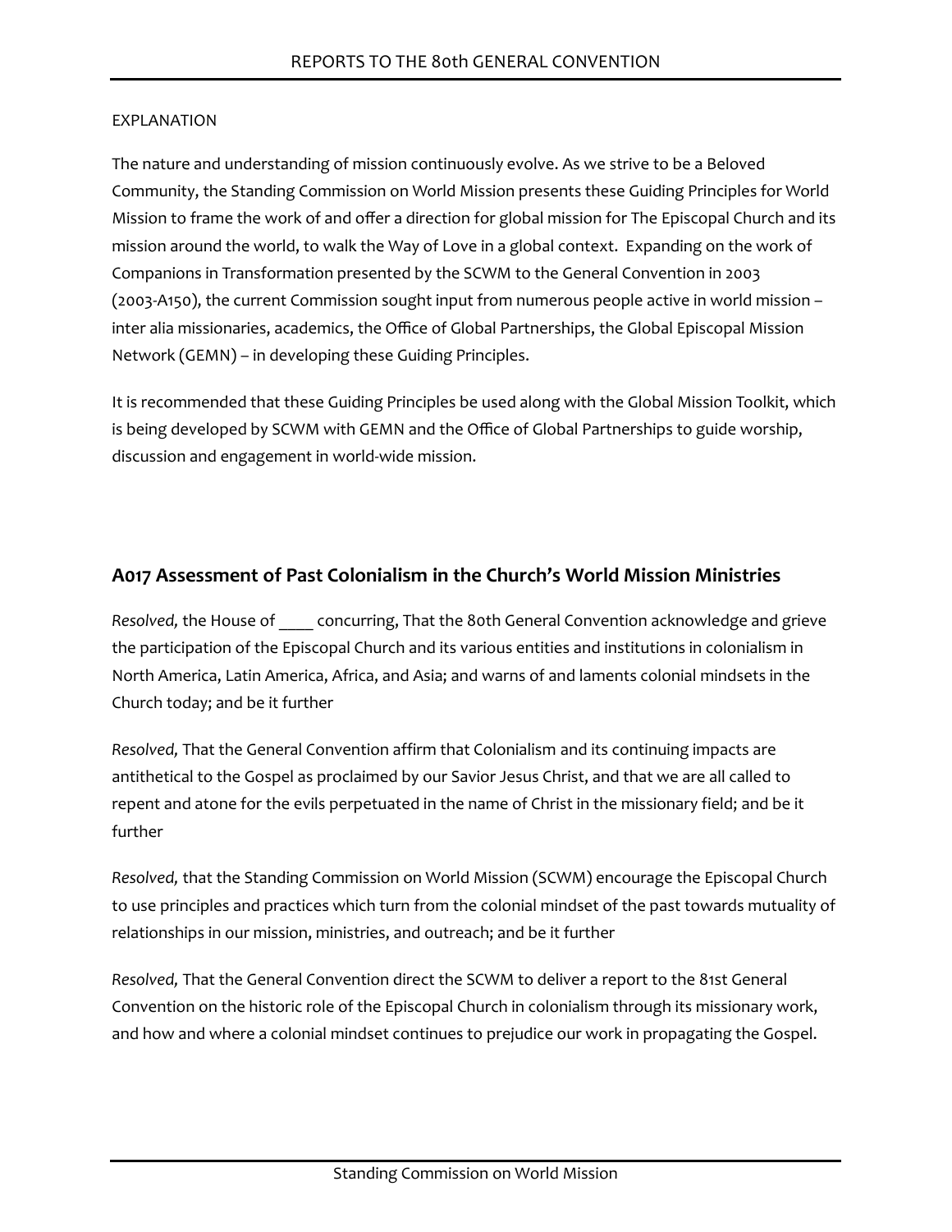EXPLANATION

The nature and understanding of mission continuously evolve. As we strive to be a Beloved Community, the Standing Commission on World Mission presents these Guiding Principles for World Mission to frame the work of and offer a direction for global mission for The Episcopal Church and its mission around the world, to walk the Way of Love in a global context. Expanding on the work of Companions in Transformation presented by the SCWM to the General Convention in 2003 (2003-A150), the current Commission sought input from numerous people active in world mission – inter alia missionaries, academics, the Office of Global Partnerships, the Global Episcopal Mission Network (GEMN) – in developing these Guiding Principles.

It is recommended that these Guiding Principles be used along with the Global Mission Toolkit, which is being developed by SCWM with GEMN and the Office of Global Partnerships to guide worship, discussion and engagement in world-wide mission.

## A017 Assessment of Past Colonialism in the Church's World Mission Ministries

*Resolved,* the House of ____ concurring, That the 80th General Convention acknowledge and grieve the participation of the Episcopal Church and its various entities and institutions in colonialism in North America, Latin America, Africa, and Asia; and warns of and laments colonial mindsets in the Church today; and be it further

*Resolved,* That the General Convention affirm that Colonialism and its continuing impacts are antithetical to the Gospel as proclaimed by our Savior Jesus Christ, and that we are all called to repent and atone for the evils perpetuated in the name of Christ in the missionary field; and be it further

*Resolved,* that the Standing Commission on World Mission (SCWM) encourage the Episcopal Church to use principles and practices which turn from the colonial mindset of the past towards mutuality of relationships in our mission, ministries, and outreach; and be it further

*Resolved,* That the General Convention direct the SCWM to deliver a report to the 81st General Convention on the historic role of the Episcopal Church in colonialism through its missionary work, and how and where a colonial mindset continues to prejudice our work in propagating the Gospel.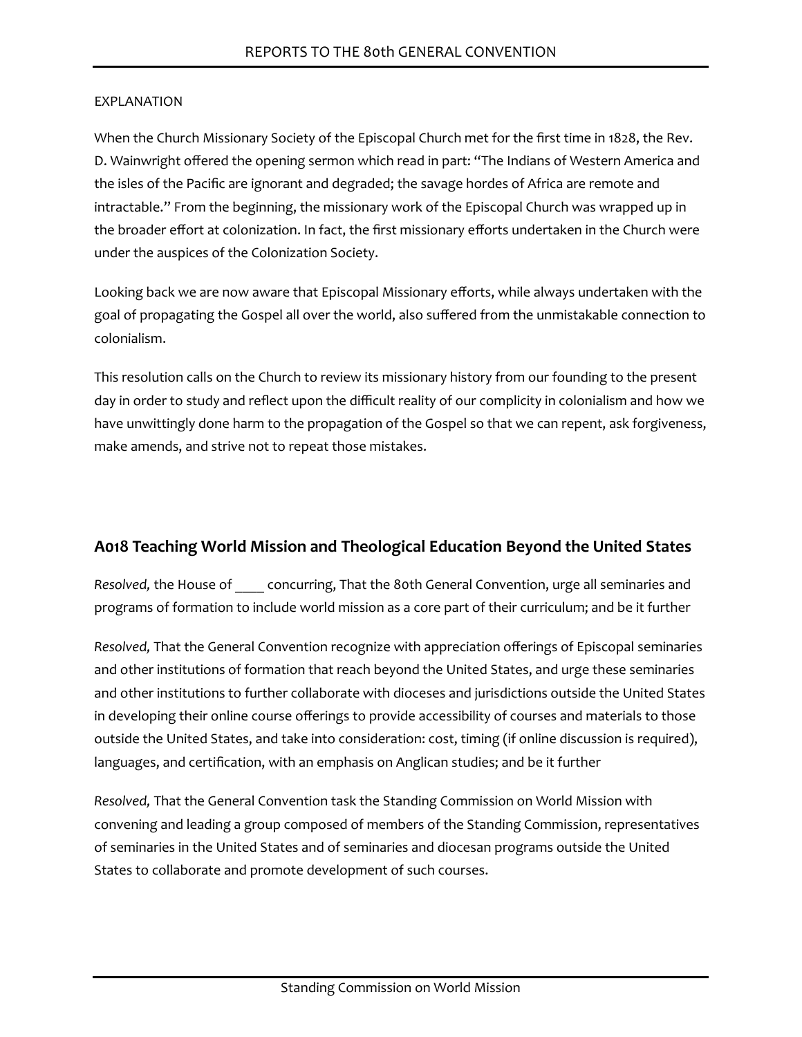EXPLANATION

When the Church Missionary Society of the Episcopal Church met for the first time in 1828, the Rev. D. Wainwright offered the opening sermon which read in part: "The Indians of Western America and the isles of the Pacific are ignorant and degraded; the savage hordes of Africa are remote and intractable." From the beginning, the missionary work of the Episcopal Church was wrapped up in the broader effort at colonization. In fact, the first missionary efforts undertaken in the Church were under the auspices of the Colonization Society.

Looking back we are now aware that Episcopal Missionary efforts, while always undertaken with the goal of propagating the Gospel all over the world, also suffered from the unmistakable connection to colonialism.

This resolution calls on the Church to review its missionary history from our founding to the present day in order to study and reflect upon the difficult reality of our complicity in colonialism and how we have unwittingly done harm to the propagation of the Gospel so that we can repent, ask forgiveness, make amends, and strive not to repeat those mistakes.

## A018 Teaching World Mission and Theological Education Beyond the United States

*Resolved,* the House of ____ concurring, That the 80th General Convention, urge all seminaries and programs of formation to include world mission as a core part of their curriculum; and be it further

*Resolved,* That the General Convention recognize with appreciation offerings of Episcopal seminaries and other institutions of formation that reach beyond the United States, and urge these seminaries and other institutions to further collaborate with dioceses and jurisdictions outside the United States in developing their online course offerings to provide accessibility of courses and materials to those outside the United States, and take into consideration: cost, timing (if online discussion is required), languages, and certification, with an emphasis on Anglican studies; and be it further

*Resolved,* That the General Convention task the Standing Commission on World Mission with convening and leading a group composed of members of the Standing Commission, representatives of seminaries in the United States and of seminaries and diocesan programs outside the United States to collaborate and promote development of such courses.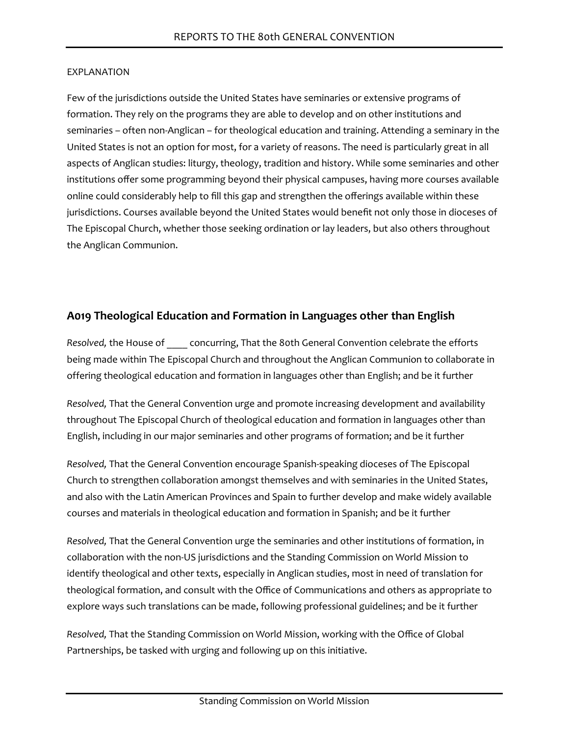EXPLANATION

Few of the jurisdictions outside the United States have seminaries or extensive programs of formation. They rely on the programs they are able to develop and on other institutions and seminaries – often non-Anglican – for theological education and training. Attending a seminary in the United States is not an option for most, for a variety of reasons. The need is particularly great in all aspects of Anglican studies: liturgy, theology, tradition and history. While some seminaries and other institutions offer some programming beyond their physical campuses, having more courses available online could considerably help to fill this gap and strengthen the offerings available within these jurisdictions. Courses available beyond the United States would benefit not only those in dioceses of The Episcopal Church, whether those seeking ordination or lay leaders, but also others throughout the Anglican Communion.

## A019 Theological Education and Formation in Languages other than English

*Resolved,* the House of ____ concurring, That the 80th General Convention celebrate the efforts being made within The Episcopal Church and throughout the Anglican Communion to collaborate in offering theological education and formation in languages other than English; and be it further

*Resolved,* That the General Convention urge and promote increasing development and availability throughout The Episcopal Church of theological education and formation in languages other than English, including in our major seminaries and other programs of formation; and be it further

*Resolved,* That the General Convention encourage Spanish-speaking dioceses of The Episcopal Church to strengthen collaboration amongst themselves and with seminaries in the United States, and also with the Latin American Provinces and Spain to further develop and make widely available courses and materials in theological education and formation in Spanish; and be it further

*Resolved,* That the General Convention urge the seminaries and other institutions of formation, in collaboration with the non-US jurisdictions and the Standing Commission on World Mission to identify theological and other texts, especially in Anglican studies, most in need of translation for theological formation, and consult with the Office of Communications and others as appropriate to explore ways such translations can be made, following professional guidelines; and be it further

*Resolved,* That the Standing Commission on World Mission, working with the Office of Global Partnerships, be tasked with urging and following up on this initiative.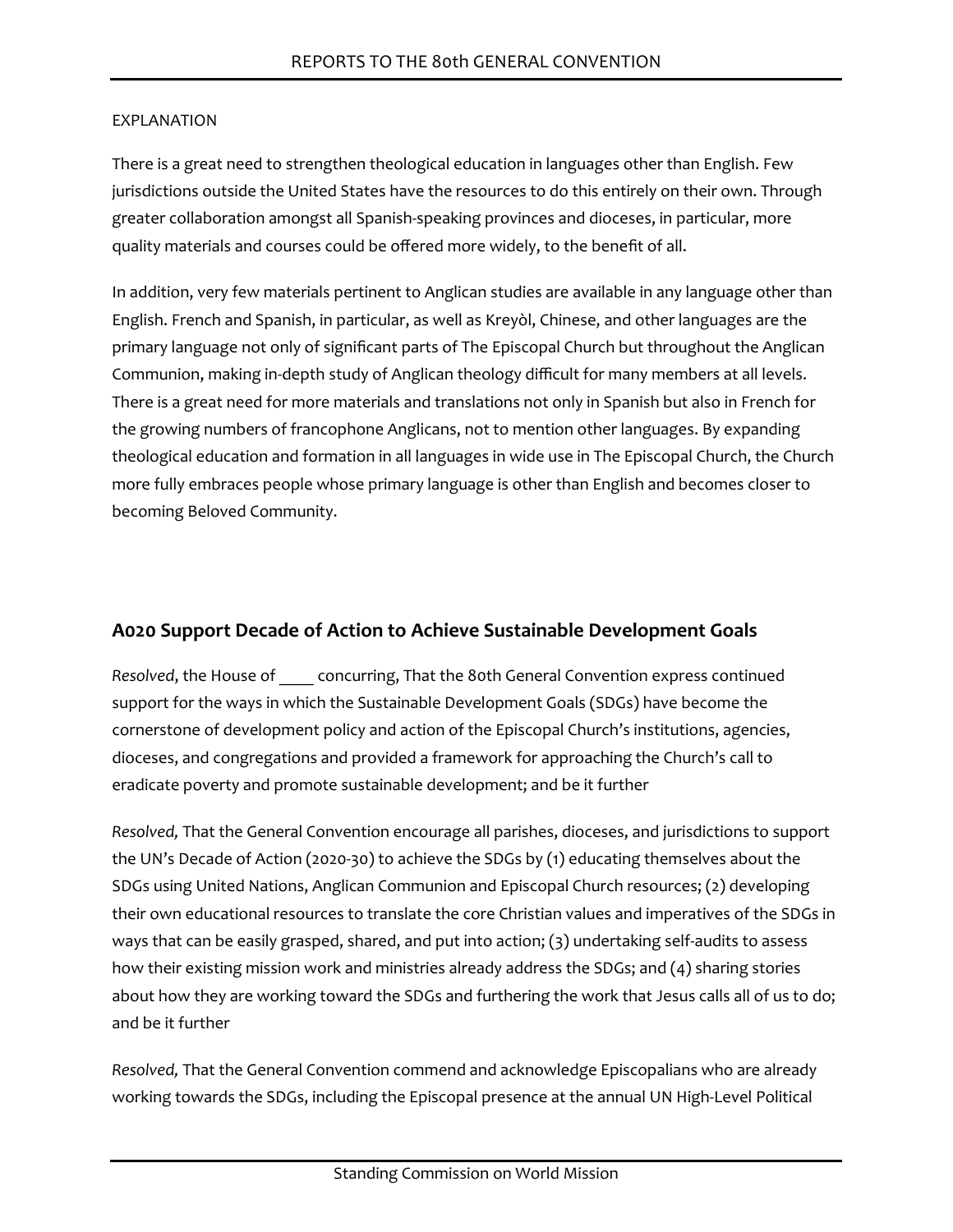EXPLANATION

There is a great need to strengthen theological education in languages other than English. Few jurisdictions outside the United States have the resources to do this entirely on their own. Through greater collaboration amongst all Spanish-speaking provinces and dioceses, in particular, more quality materials and courses could be offered more widely, to the benefit of all.

In addition, very few materials pertinent to Anglican studies are available in any language other than English. French and Spanish, in particular, as well as Kreyòl, Chinese, and other languages are the primary language not only of significant parts of The Episcopal Church but throughout the Anglican Communion, making in-depth study of Anglican theology difficult for many members at all levels. There is a great need for more materials and translations not only in Spanish but also in French for the growing numbers of francophone Anglicans, not to mention other languages. By expanding theological education and formation in all languages in wide use in The Episcopal Church, the Church more fully embraces people whose primary language is other than English and becomes closer to becoming Beloved Community.

## A020 Support Decade of Action to Achieve Sustainable Development Goals

*Resolved*, the House of ____ concurring, That the 80th General Convention express continued support for the ways in which the Sustainable Development Goals (SDGs) have become the cornerstone of development policy and action of the Episcopal Church's institutions, agencies, dioceses, and congregations and provided a framework for approaching the Church's call to eradicate poverty and promote sustainable development; and be it further

*Resolved,* That the General Convention encourage all parishes, dioceses, and jurisdictions to support the UN's Decade of Action (2020-30) to achieve the SDGs by (1) educating themselves about the SDGs using United Nations, Anglican Communion and Episcopal Church resources; (2) developing their own educational resources to translate the core Christian values and imperatives of the SDGs in ways that can be easily grasped, shared, and put into action; (3) undertaking self-audits to assess how their existing mission work and ministries already address the SDGs; and (4) sharing stories about how they are working toward the SDGs and furthering the work that Jesus calls all of us to do; and be it further

*Resolved,* That the General Convention commend and acknowledge Episcopalians who are already working towards the SDGs, including the Episcopal presence at the annual UN High-Level Political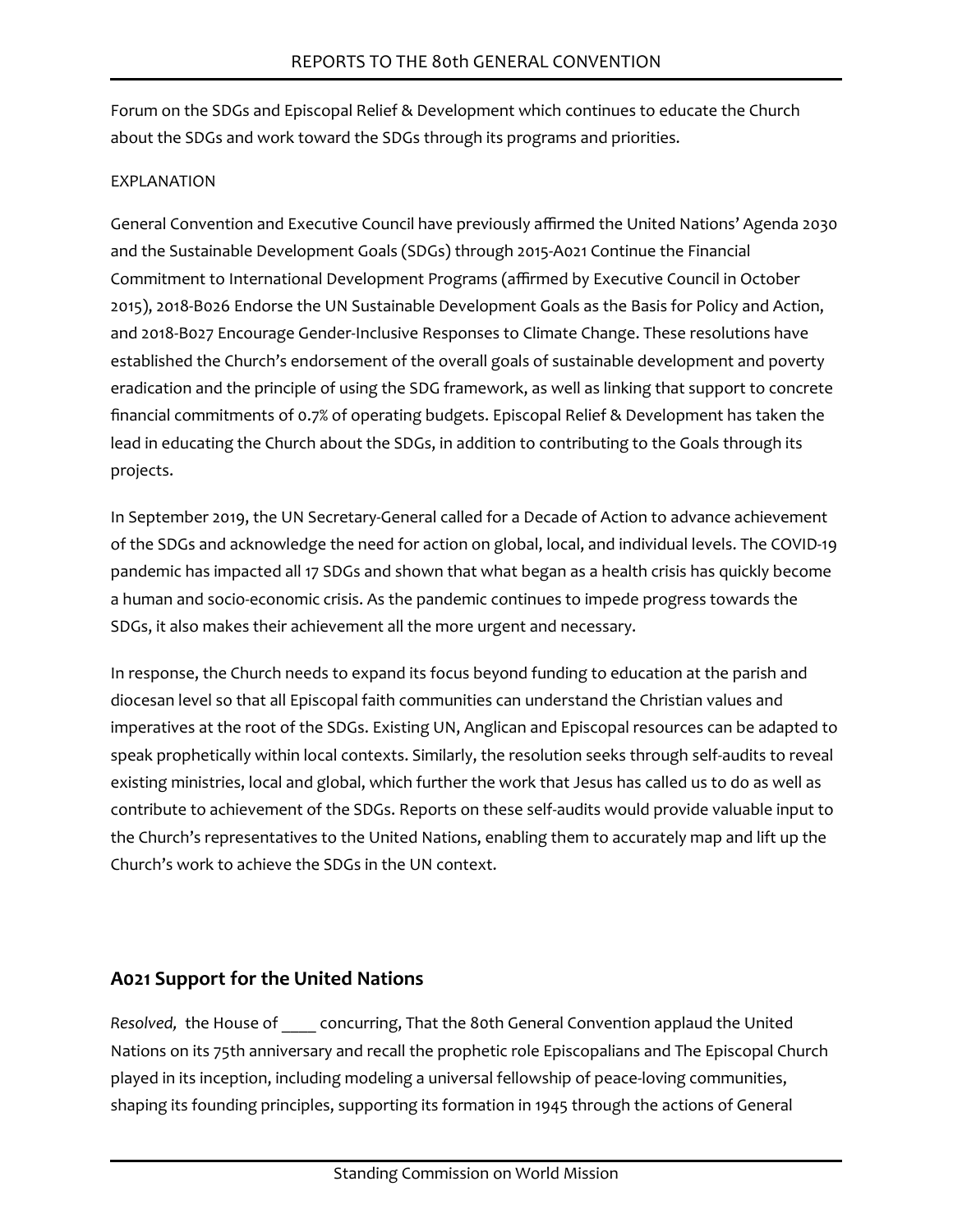Forum on the SDGs and Episcopal Relief & Development which continues to educate the Church about the SDGs and work toward the SDGs through its programs and priorities.

EXPLANATION

General Convention and Executive Council have previously affirmed the United Nations' Agenda 2030 and the Sustainable Development Goals (SDGs) through 2015-A021 Continue the Financial Commitment to International Development Programs (affirmed by Executive Council in October 2015), 2018-B026 Endorse the UN Sustainable Development Goals as the Basis for Policy and Action, and 2018-B027 Encourage Gender-Inclusive Responses to Climate Change. These resolutions have established the Church's endorsement of the overall goals of sustainable development and poverty eradication and the principle of using the SDG framework, as well as linking that support to concrete financial commitments of 0.7% of operating budgets. Episcopal Relief & Development has taken the lead in educating the Church about the SDGs, in addition to contributing to the Goals through its projects.

In September 2019, the UN Secretary-General called for a Decade of Action to advance achievement of the SDGs and acknowledge the need for action on global, local, and individual levels. The COVID-19 pandemic has impacted all 17 SDGs and shown that what began as a health crisis has quickly become a human and socio-economic crisis. As the pandemic continues to impede progress towards the SDGs, it also makes their achievement all the more urgent and necessary.

In response, the Church needs to expand its focus beyond funding to education at the parish and diocesan level so that all Episcopal faith communities can understand the Christian values and imperatives at the root of the SDGs. Existing UN, Anglican and Episcopal resources can be adapted to speak prophetically within local contexts. Similarly, the resolution seeks through self-audits to reveal existing ministries, local and global, which further the work that Jesus has called us to do as well as contribute to achievement of the SDGs. Reports on these self-audits would provide valuable input to the Church's representatives to the United Nations, enabling them to accurately map and lift up the Church's work to achieve the SDGs in the UN context.

## A021 Support for the United Nations

*Resolved,* the House of ____ concurring, That the 80th General Convention applaud the United Nations on its 75th anniversary and recall the prophetic role Episcopalians and The Episcopal Church played in its inception, including modeling a universal fellowship of peace-loving communities, shaping its founding principles, supporting its formation in 1945 through the actions of General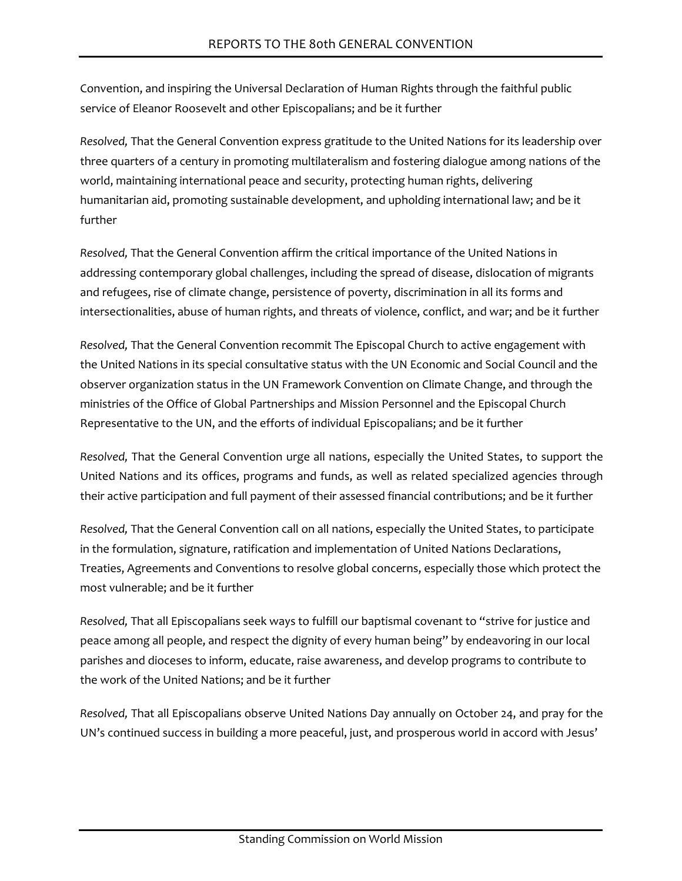Convention, and inspiring the Universal Declaration of Human Rights through the faithful public service of Eleanor Roosevelt and other Episcopalians; and be it further

*Resolved,* That the General Convention express gratitude to the United Nations for its leadership over three quarters of a century in promoting multilateralism and fostering dialogue among nations of the world, maintaining international peace and security, protecting human rights, delivering humanitarian aid, promoting sustainable development, and upholding international law; and be it further

*Resolved,* That the General Convention affirm the critical importance of the United Nations in addressing contemporary global challenges, including the spread of disease, dislocation of migrants and refugees, rise of climate change, persistence of poverty, discrimination in all its forms and intersectionalities, abuse of human rights, and threats of violence, conflict, and war; and be it further

*Resolved,* That the General Convention recommit The Episcopal Church to active engagement with the United Nations in its special consultative status with the UN Economic and Social Council and the observer organization status in the UN Framework Convention on Climate Change, and through the ministries of the Office of Global Partnerships and Mission Personnel and the Episcopal Church Representative to the UN, and the efforts of individual Episcopalians; and be it further

*Resolved,* That the General Convention urge all nations, especially the United States, to support the United Nations and its offices, programs and funds, as well as related specialized agencies through their active participation and full payment of their assessed financial contributions; and be it further

*Resolved,* That the General Convention call on all nations, especially the United States, to participate in the formulation, signature, ratification and implementation of United Nations Declarations, Treaties, Agreements and Conventions to resolve global concerns, especially those which protect the most vulnerable; and be it further

*Resolved,* That all Episcopalians seek ways to fulfill our baptismal covenant to "strive for justice and peace among all people, and respect the dignity of every human being" by endeavoring in our local parishes and dioceses to inform, educate, raise awareness, and develop programs to contribute to the work of the United Nations; and be it further

*Resolved,* That all Episcopalians observe United Nations Day annually on October 24, and pray for the UN's continued success in building a more peaceful, just, and prosperous world in accord with Jesus'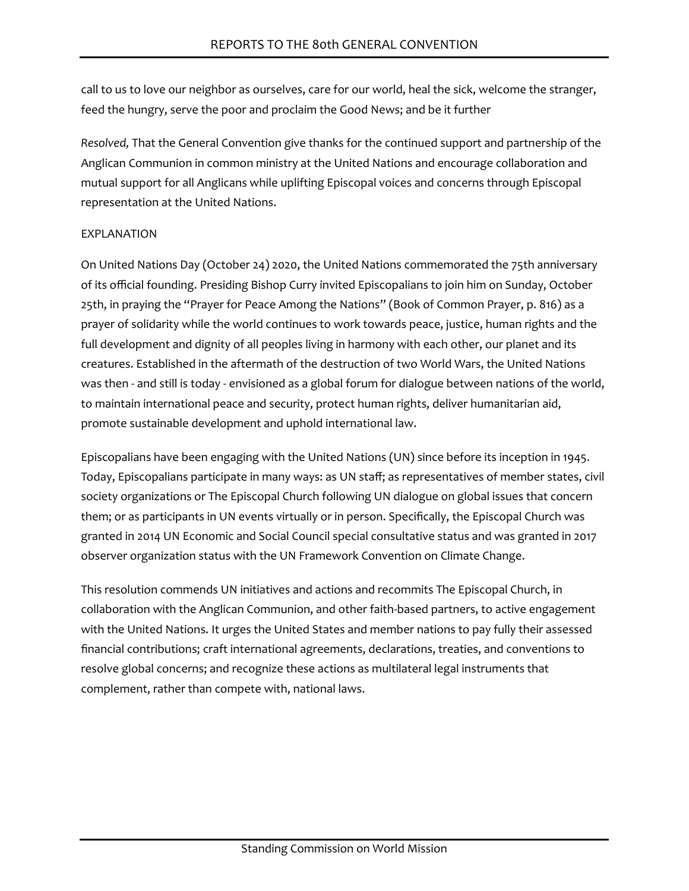call to us to love our neighbor as ourselves, care for our world, heal the sick, welcome the stranger, feed the hungry, serve the poor and proclaim the Good News; and be it further

*Resolved,* That the General Convention give thanks for the continued support and partnership of the Anglican Communion in common ministry at the United Nations and encourage collaboration and mutual support for all Anglicans while uplifting Episcopal voices and concerns through Episcopal representation at the United Nations.

EXPLANATION

On United Nations Day (October 24) 2020, the United Nations commemorated the 75th anniversary of its official founding. Presiding Bishop Curry invited Episcopalians to join him on Sunday, October 25th, in praying the "Prayer for Peace Among the Nations" (Book of Common Prayer, p. 816) as a prayer of solidarity while the world continues to work towards peace, justice, human rights and the full development and dignity of all peoples living in harmony with each other, our planet and its creatures. Established in the aftermath of the destruction of two World Wars, the United Nations was then - and still is today - envisioned as a global forum for dialogue between nations of the world, to maintain international peace and security, protect human rights, deliver humanitarian aid, promote sustainable development and uphold international law.

Episcopalians have been engaging with the United Nations (UN) since before its inception in 1945. Today, Episcopalians participate in many ways: as UN staff; as representatives of member states, civil society organizations or The Episcopal Church following UN dialogue on global issues that concern them; or as participants in UN events virtually or in person. Specifically, the Episcopal Church was granted in 2014 UN Economic and Social Council special consultative status and was granted in 2017 observer organization status with the UN Framework Convention on Climate Change.

This resolution commends UN initiatives and actions and recommits The Episcopal Church, in collaboration with the Anglican Communion, and other faith-based partners, to active engagement with the United Nations. It urges the United States and member nations to pay fully their assessed financial contributions; craft international agreements, declarations, treaties, and conventions to resolve global concerns; and recognize these actions as multilateral legal instruments that complement, rather than compete with, national laws.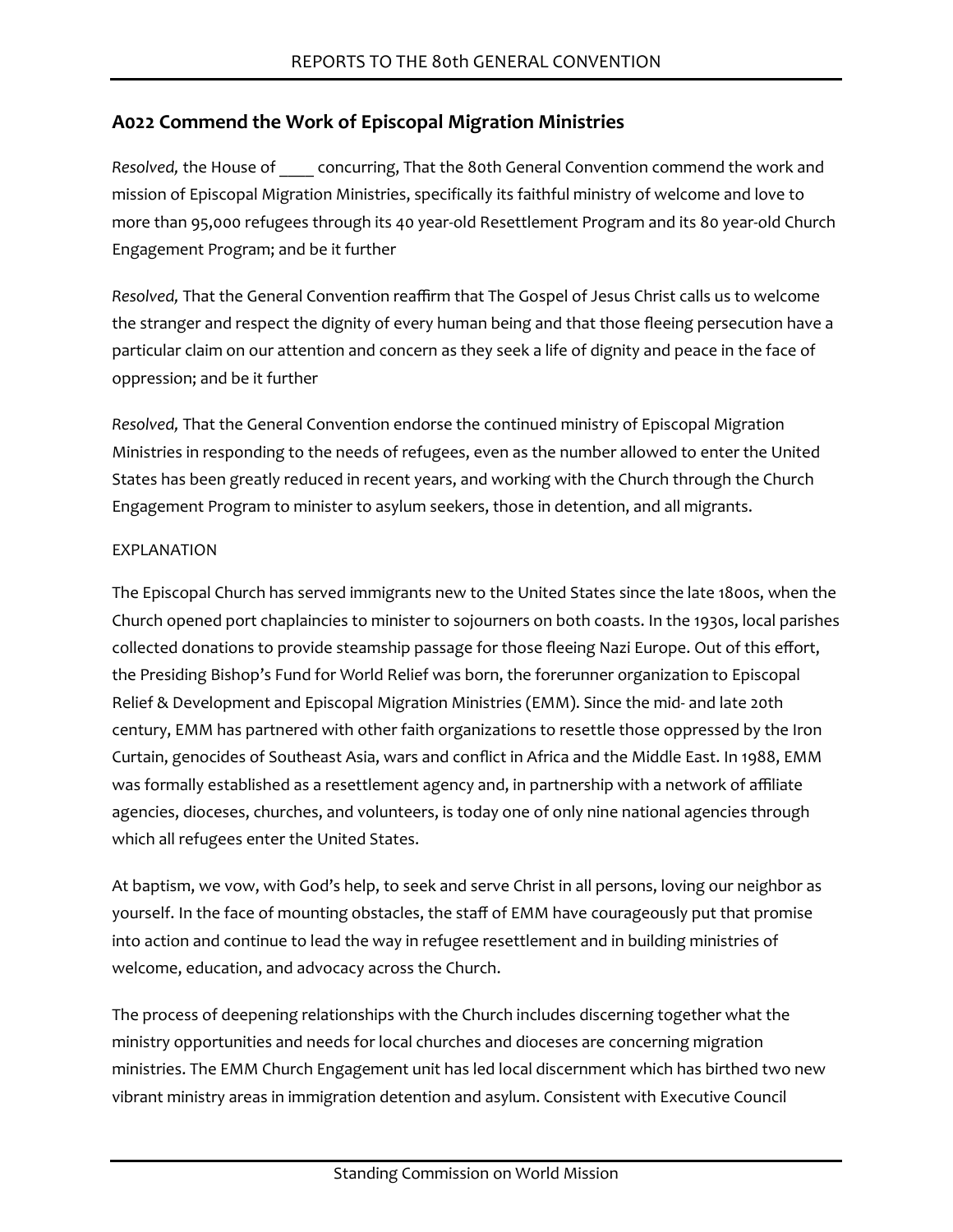## A022 Commend the Work of Episcopal Migration Ministries

*Resolved,* the House of ____ concurring, That the 80th General Convention commend the work and mission of Episcopal Migration Ministries, specifically its faithful ministry of welcome and love to more than 95,000 refugees through its 40 year-old Resettlement Program and its 80 year-old Church Engagement Program; and be it further

*Resolved,* That the General Convention reaffirm that The Gospel of Jesus Christ calls us to welcome the stranger and respect the dignity of every human being and that those fleeing persecution have a particular claim on our attention and concern as they seek a life of dignity and peace in the face of oppression; and be it further

*Resolved,* That the General Convention endorse the continued ministry of Episcopal Migration Ministries in responding to the needs of refugees, even as the number allowed to enter the United States has been greatly reduced in recent years, and working with the Church through the Church Engagement Program to minister to asylum seekers, those in detention, and all migrants.

EXPLANATION

The Episcopal Church has served immigrants new to the United States since the late 1800s, when the Church opened port chaplaincies to minister to sojourners on both coasts. In the 1930s, local parishes collected donations to provide steamship passage for those fleeing Nazi Europe. Out of this effort, the Presiding Bishop's Fund for World Relief was born, the forerunner organization to Episcopal Relief & Development and Episcopal Migration Ministries (EMM). Since the mid- and late 20th century, EMM has partnered with other faith organizations to resettle those oppressed by the Iron Curtain, genocides of Southeast Asia, wars and conflict in Africa and the Middle East. In 1988, EMM was formally established as a resettlement agency and, in partnership with a network of affiliate agencies, dioceses, churches, and volunteers, is today one of only nine national agencies through which all refugees enter the United States.

At baptism, we vow, with God's help, to seek and serve Christ in all persons, loving our neighbor as yourself. In the face of mounting obstacles, the staff of EMM have courageously put that promise into action and continue to lead the way in refugee resettlement and in building ministries of welcome, education, and advocacy across the Church.

The process of deepening relationships with the Church includes discerning together what the ministry opportunities and needs for local churches and dioceses are concerning migration ministries. The EMM Church Engagement unit has led local discernment which has birthed two new vibrant ministry areas in immigration detention and asylum. Consistent with Executive Council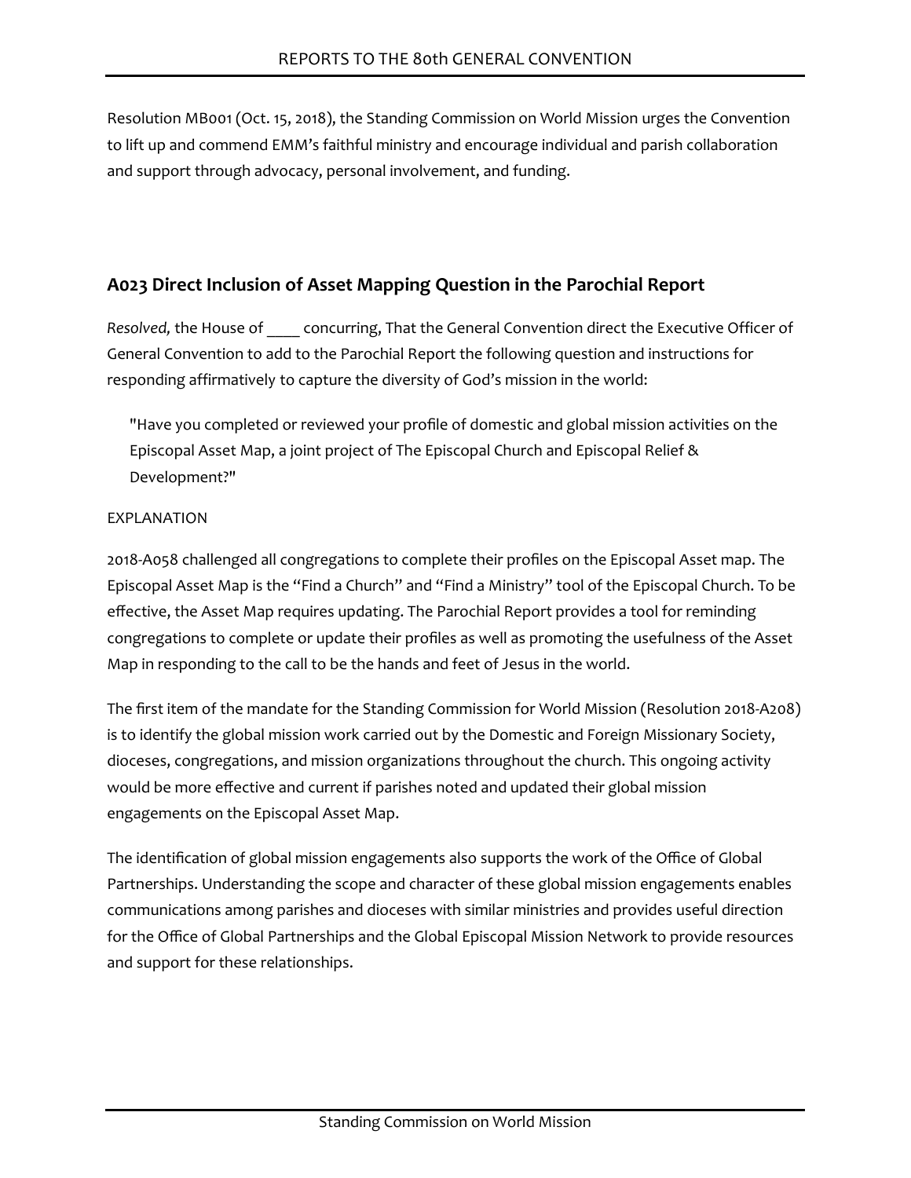Resolution MB001 (Oct. 15, 2018), the Standing Commission on World Mission urges the Convention to lift up and commend EMM's faithful ministry and encourage individual and parish collaboration and support through advocacy, personal involvement, and funding.

## A023 Direct Inclusion of Asset Mapping Question in the Parochial Report

*Resolved,* the House of ____ concurring, That the General Convention direct the Executive Officer of General Convention to add to the Parochial Report the following question and instructions for responding affirmatively to capture the diversity of God's mission in the world:

> "Have you completed or reviewed your profile of domestic and global mission activities on the Episcopal Asset Map, a joint project of The Episcopal Church and Episcopal Relief & Development?"

EXPLANATION

2018-A058 challenged all congregations to complete their profiles on the Episcopal Asset map. The Episcopal Asset Map is the "Find a Church" and "Find a Ministry" tool of the Episcopal Church. To be effective, the Asset Map requires updating. The Parochial Report provides a tool for reminding congregations to complete or update their profiles as well as promoting the usefulness of the Asset Map in responding to the call to be the hands and feet of Jesus in the world.

The first item of the mandate for the Standing Commission for World Mission (Resolution 2018-A208) is to identify the global mission work carried out by the Domestic and Foreign Missionary Society, dioceses, congregations, and mission organizations throughout the church. This ongoing activity would be more effective and current if parishes noted and updated their global mission engagements on the Episcopal Asset Map.

The identification of global mission engagements also supports the work of the Office of Global Partnerships. Understanding the scope and character of these global mission engagements enables communications among parishes and dioceses with similar ministries and provides useful direction for the Office of Global Partnerships and the Global Episcopal Mission Network to provide resources and support for these relationships.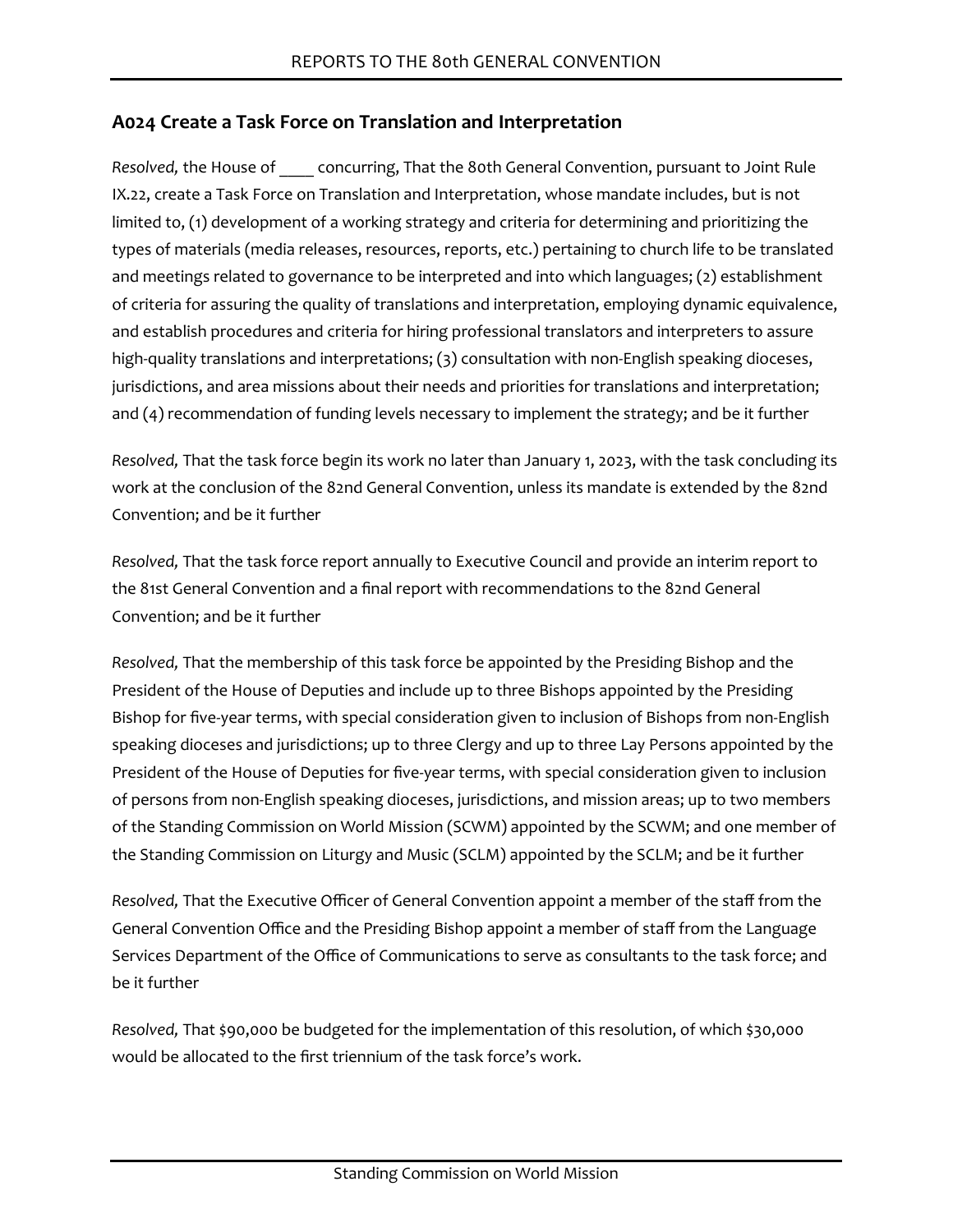## A024 Create a Task Force on Translation and Interpretation

*Resolved,* the House of ____ concurring, That the 80th General Convention, pursuant to Joint Rule IX.22, create a Task Force on Translation and Interpretation, whose mandate includes, but is not limited to, (1) development of a working strategy and criteria for determining and prioritizing the types of materials (media releases, resources, reports, etc.) pertaining to church life to be translated and meetings related to governance to be interpreted and into which languages; (2) establishment of criteria for assuring the quality of translations and interpretation, employing dynamic equivalence, and establish procedures and criteria for hiring professional translators and interpreters to assure high-quality translations and interpretations; (3) consultation with non-English speaking dioceses, jurisdictions, and area missions about their needs and priorities for translations and interpretation; and (4) recommendation of funding levels necessary to implement the strategy; and be it further

*Resolved,* That the task force begin its work no later than January 1, 2023, with the task concluding its work at the conclusion of the 82nd General Convention, unless its mandate is extended by the 82nd Convention; and be it further

*Resolved,* That the task force report annually to Executive Council and provide an interim report to the 81st General Convention and a final report with recommendations to the 82nd General Convention; and be it further

*Resolved,* That the membership of this task force be appointed by the Presiding Bishop and the President of the House of Deputies and include up to three Bishops appointed by the Presiding Bishop for five-year terms, with special consideration given to inclusion of Bishops from non-English speaking dioceses and jurisdictions; up to three Clergy and up to three Lay Persons appointed by the President of the House of Deputies for five-year terms, with special consideration given to inclusion of persons from non-English speaking dioceses, jurisdictions, and mission areas; up to two members of the Standing Commission on World Mission (SCWM) appointed by the SCWM; and one member of the Standing Commission on Liturgy and Music (SCLM) appointed by the SCLM; and be it further

*Resolved,* That the Executive Officer of General Convention appoint a member of the staff from the General Convention Office and the Presiding Bishop appoint a member of staff from the Language Services Department of the Office of Communications to serve as consultants to the task force; and be it further

*Resolved,* That $90,000 be budgeted for the implementation of this resolution, of which $30,000 would be allocated to the first triennium of the task force's work.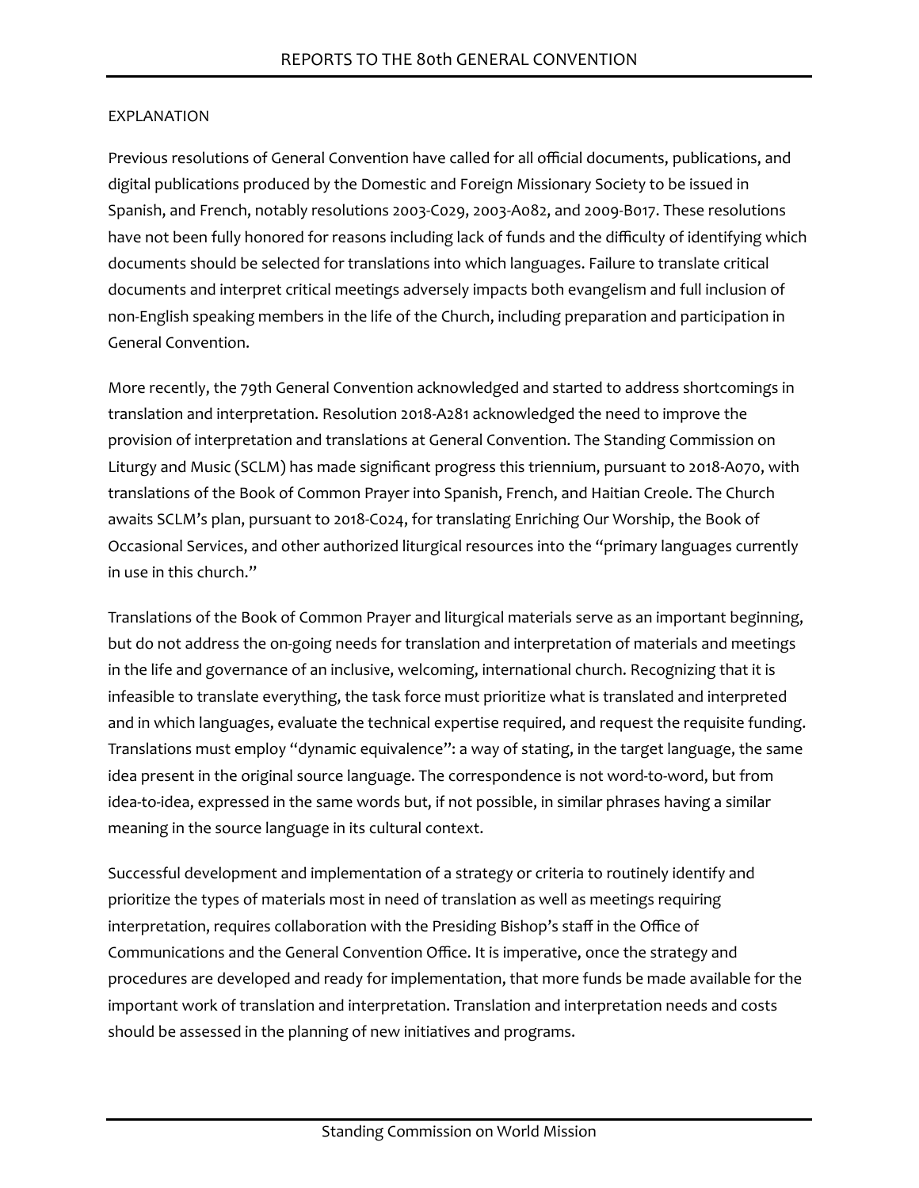EXPLANATION

Previous resolutions of General Convention have called for all official documents, publications, and digital publications produced by the Domestic and Foreign Missionary Society to be issued in Spanish, and French, notably resolutions 2003-C029, 2003-A082, and 2009-B017. These resolutions have not been fully honored for reasons including lack of funds and the difficulty of identifying which documents should be selected for translations into which languages. Failure to translate critical documents and interpret critical meetings adversely impacts both evangelism and full inclusion of non-English speaking members in the life of the Church, including preparation and participation in General Convention.

More recently, the 79th General Convention acknowledged and started to address shortcomings in translation and interpretation. Resolution 2018-A281 acknowledged the need to improve the provision of interpretation and translations at General Convention. The Standing Commission on Liturgy and Music (SCLM) has made significant progress this triennium, pursuant to 2018-A070, with translations of the Book of Common Prayer into Spanish, French, and Haitian Creole. The Church awaits SCLM's plan, pursuant to 2018-C024, for translating Enriching Our Worship, the Book of Occasional Services, and other authorized liturgical resources into the "primary languages currently in use in this church."

Translations of the Book of Common Prayer and liturgical materials serve as an important beginning, but do not address the on-going needs for translation and interpretation of materials and meetings in the life and governance of an inclusive, welcoming, international church. Recognizing that it is infeasible to translate everything, the task force must prioritize what is translated and interpreted and in which languages, evaluate the technical expertise required, and request the requisite funding. Translations must employ "dynamic equivalence": a way of stating, in the target language, the same idea present in the original source language. The correspondence is not word-to-word, but from idea-to-idea, expressed in the same words but, if not possible, in similar phrases having a similar meaning in the source language in its cultural context.

Successful development and implementation of a strategy or criteria to routinely identify and prioritize the types of materials most in need of translation as well as meetings requiring interpretation, requires collaboration with the Presiding Bishop's staff in the Office of Communications and the General Convention Office. It is imperative, once the strategy and procedures are developed and ready for implementation, that more funds be made available for the important work of translation and interpretation. Translation and interpretation needs and costs should be assessed in the planning of new initiatives and programs.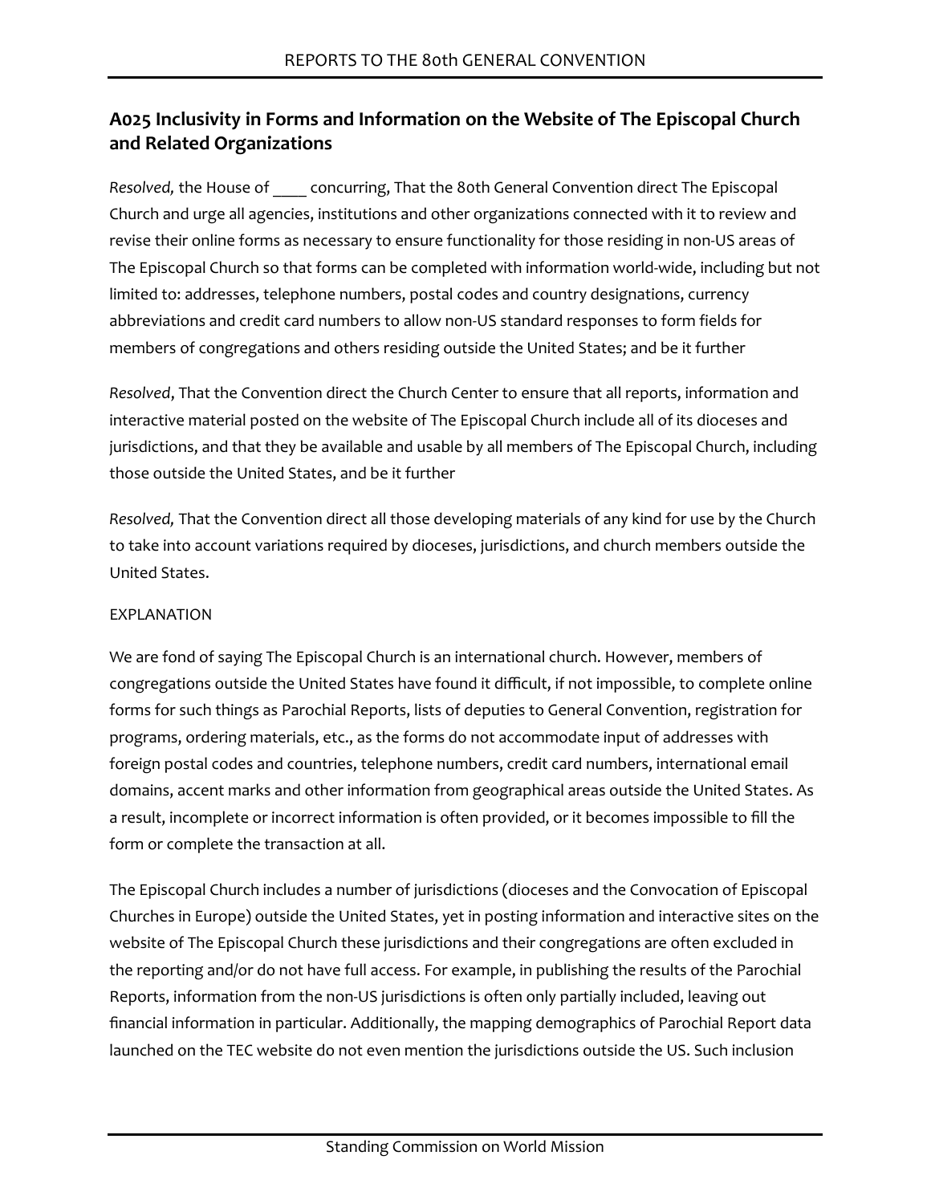## A025 Inclusivity in Forms and Information on the Website of The Episcopal Church and Related Organizations

*Resolved,* the House of ____ concurring, That the 80th General Convention direct The Episcopal Church and urge all agencies, institutions and other organizations connected with it to review and revise their online forms as necessary to ensure functionality for those residing in non-US areas of The Episcopal Church so that forms can be completed with information world-wide, including but not limited to: addresses, telephone numbers, postal codes and country designations, currency abbreviations and credit card numbers to allow non-US standard responses to form fields for members of congregations and others residing outside the United States; and be it further

*Resolved*, That the Convention direct the Church Center to ensure that all reports, information and interactive material posted on the website of The Episcopal Church include all of its dioceses and jurisdictions, and that they be available and usable by all members of The Episcopal Church, including those outside the United States, and be it further

*Resolved,* That the Convention direct all those developing materials of any kind for use by the Church to take into account variations required by dioceses, jurisdictions, and church members outside the United States.

EXPLANATION

We are fond of saying The Episcopal Church is an international church. However, members of congregations outside the United States have found it difficult, if not impossible, to complete online forms for such things as Parochial Reports, lists of deputies to General Convention, registration for programs, ordering materials, etc., as the forms do not accommodate input of addresses with foreign postal codes and countries, telephone numbers, credit card numbers, international email domains, accent marks and other information from geographical areas outside the United States. As a result, incomplete or incorrect information is often provided, or it becomes impossible to fill the form or complete the transaction at all.

The Episcopal Church includes a number of jurisdictions (dioceses and the Convocation of Episcopal Churches in Europe) outside the United States, yet in posting information and interactive sites on the website of The Episcopal Church these jurisdictions and their congregations are often excluded in the reporting and/or do not have full access. For example, in publishing the results of the Parochial Reports, information from the non-US jurisdictions is often only partially included, leaving out financial information in particular. Additionally, the mapping demographics of Parochial Report data launched on the TEC website do not even mention the jurisdictions outside the US. Such inclusion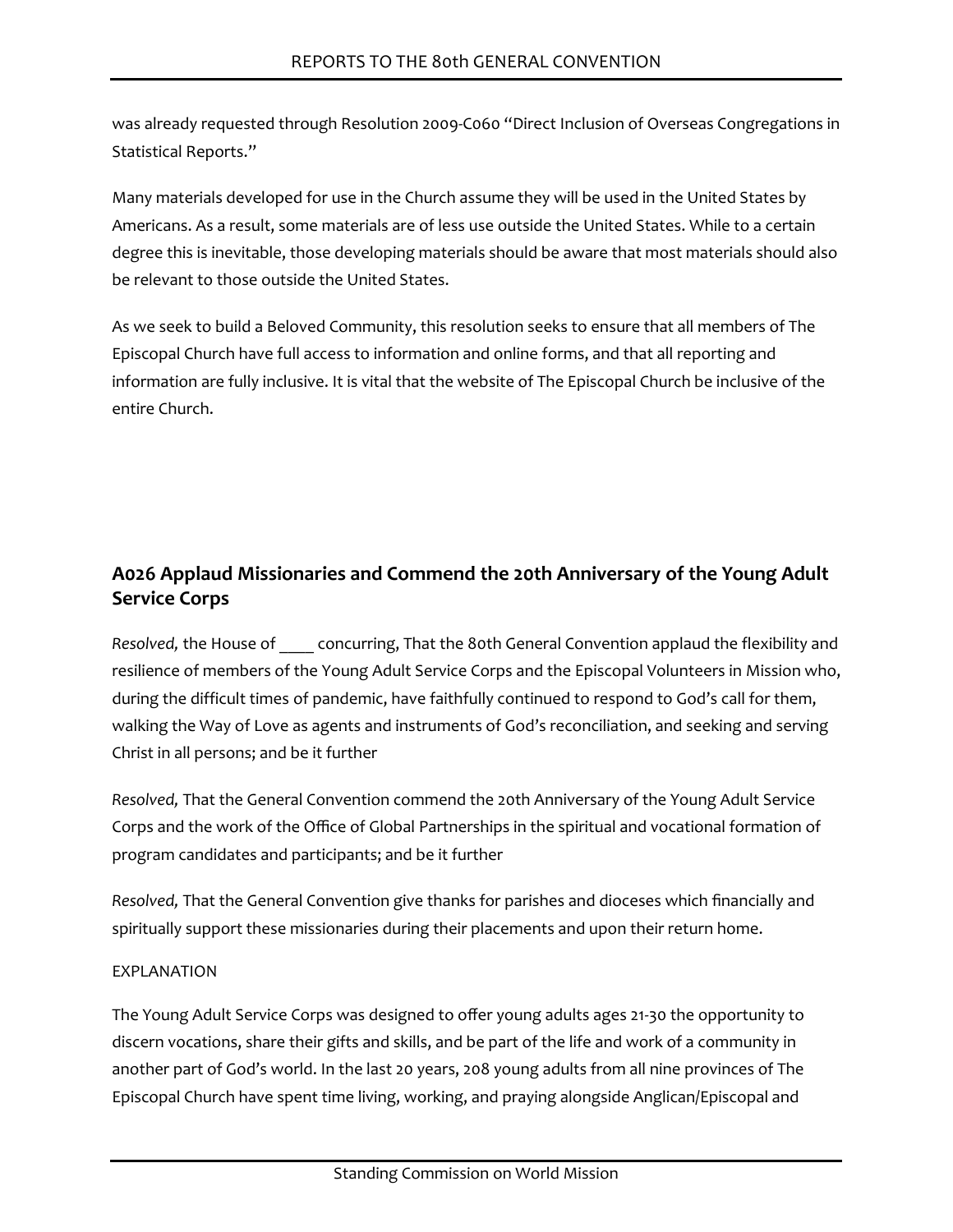was already requested through Resolution 2009-C060 "Direct Inclusion of Overseas Congregations in Statistical Reports."

Many materials developed for use in the Church assume they will be used in the United States by Americans. As a result, some materials are of less use outside the United States. While to a certain degree this is inevitable, those developing materials should be aware that most materials should also be relevant to those outside the United States.

As we seek to build a Beloved Community, this resolution seeks to ensure that all members of The Episcopal Church have full access to information and online forms, and that all reporting and information are fully inclusive. It is vital that the website of The Episcopal Church be inclusive of the entire Church.

## A026 Applaud Missionaries and Commend the 20th Anniversary of the Young Adult Service Corps

*Resolved,* the House of ____ concurring, That the 80th General Convention applaud the flexibility and resilience of members of the Young Adult Service Corps and the Episcopal Volunteers in Mission who, during the difficult times of pandemic, have faithfully continued to respond to God's call for them, walking the Way of Love as agents and instruments of God's reconciliation, and seeking and serving Christ in all persons; and be it further

*Resolved,* That the General Convention commend the 20th Anniversary of the Young Adult Service Corps and the work of the Office of Global Partnerships in the spiritual and vocational formation of program candidates and participants; and be it further

*Resolved,* That the General Convention give thanks for parishes and dioceses which financially and spiritually support these missionaries during their placements and upon their return home.

EXPLANATION

The Young Adult Service Corps was designed to offer young adults ages 21-30 the opportunity to discern vocations, share their gifts and skills, and be part of the life and work of a community in another part of God's world. In the last 20 years, 208 young adults from all nine provinces of The Episcopal Church have spent time living, working, and praying alongside Anglican/Episcopal and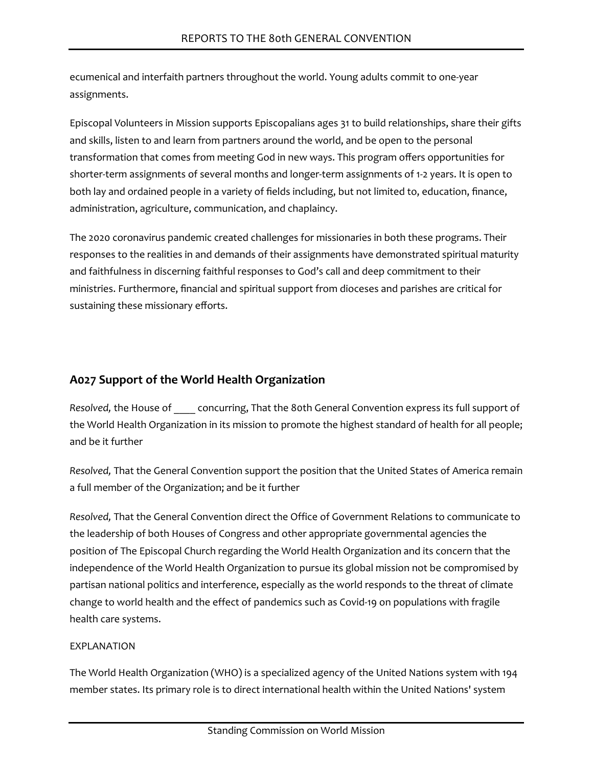ecumenical and interfaith partners throughout the world. Young adults commit to one-year assignments.

Episcopal Volunteers in Mission supports Episcopalians ages 31 to build relationships, share their gifts and skills, listen to and learn from partners around the world, and be open to the personal transformation that comes from meeting God in new ways. This program offers opportunities for shorter-term assignments of several months and longer-term assignments of 1-2 years. It is open to both lay and ordained people in a variety of fields including, but not limited to, education, finance, administration, agriculture, communication, and chaplaincy.

The 2020 coronavirus pandemic created challenges for missionaries in both these programs. Their responses to the realities in and demands of their assignments have demonstrated spiritual maturity and faithfulness in discerning faithful responses to God's call and deep commitment to their ministries. Furthermore, financial and spiritual support from dioceses and parishes are critical for sustaining these missionary efforts.

## A027 Support of the World Health Organization

*Resolved,* the House of ____ concurring, That the 80th General Convention express its full support of the World Health Organization in its mission to promote the highest standard of health for all people; and be it further

*Resolved,* That the General Convention support the position that the United States of America remain a full member of the Organization; and be it further

*Resolved,* That the General Convention direct the Office of Government Relations to communicate to the leadership of both Houses of Congress and other appropriate governmental agencies the position of The Episcopal Church regarding the World Health Organization and its concern that the independence of the World Health Organization to pursue its global mission not be compromised by partisan national politics and interference, especially as the world responds to the threat of climate change to world health and the effect of pandemics such as Covid-19 on populations with fragile health care systems.

EXPLANATION

The World Health Organization (WHO) is a specialized agency of the United Nations system with 194 member states. Its primary role is to direct international health within the United Nations' system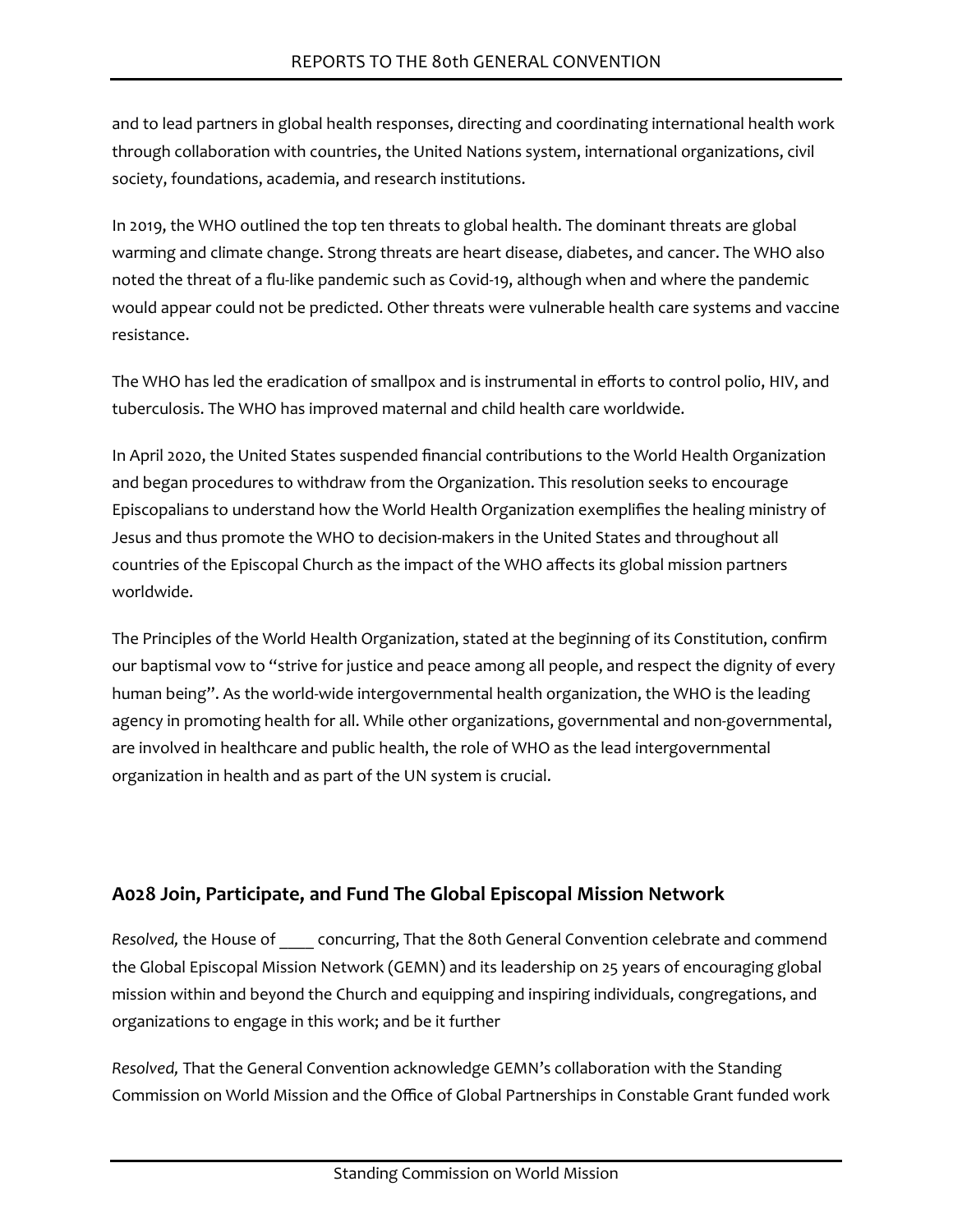and to lead partners in global health responses, directing and coordinating international health work through collaboration with countries, the United Nations system, international organizations, civil society, foundations, academia, and research institutions.

In 2019, the WHO outlined the top ten threats to global health. The dominant threats are global warming and climate change. Strong threats are heart disease, diabetes, and cancer. The WHO also noted the threat of a flu-like pandemic such as Covid-19, although when and where the pandemic would appear could not be predicted. Other threats were vulnerable health care systems and vaccine resistance.

The WHO has led the eradication of smallpox and is instrumental in efforts to control polio, HIV, and tuberculosis. The WHO has improved maternal and child health care worldwide.

In April 2020, the United States suspended financial contributions to the World Health Organization and began procedures to withdraw from the Organization. This resolution seeks to encourage Episcopalians to understand how the World Health Organization exemplifies the healing ministry of Jesus and thus promote the WHO to decision-makers in the United States and throughout all countries of the Episcopal Church as the impact of the WHO affects its global mission partners worldwide.

The Principles of the World Health Organization, stated at the beginning of its Constitution, confirm our baptismal vow to "strive for justice and peace among all people, and respect the dignity of every human being". As the world-wide intergovernmental health organization, the WHO is the leading agency in promoting health for all. While other organizations, governmental and non-governmental, are involved in healthcare and public health, the role of WHO as the lead intergovernmental organization in health and as part of the UN system is crucial.

## A028 Join, Participate, and Fund The Global Episcopal Mission Network

*Resolved,* the House of ____ concurring, That the 80th General Convention celebrate and commend the Global Episcopal Mission Network (GEMN) and its leadership on 25 years of encouraging global mission within and beyond the Church and equipping and inspiring individuals, congregations, and organizations to engage in this work; and be it further

*Resolved,* That the General Convention acknowledge GEMN's collaboration with the Standing Commission on World Mission and the Office of Global Partnerships in Constable Grant funded work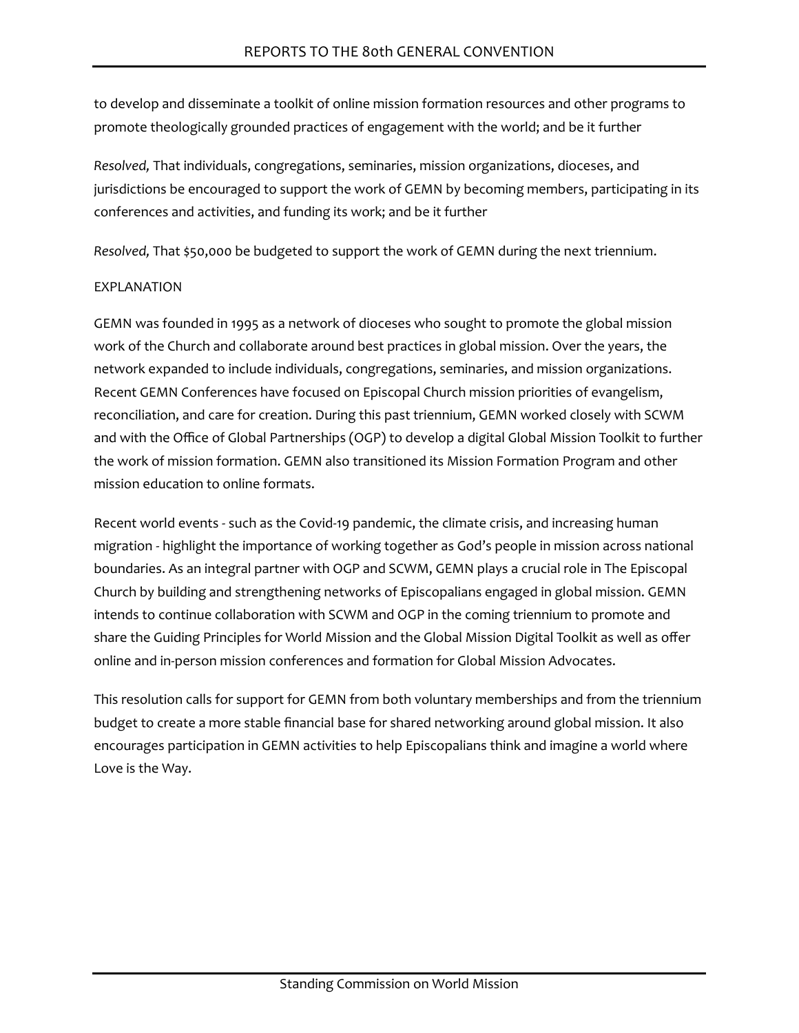to develop and disseminate a toolkit of online mission formation resources and other programs to promote theologically grounded practices of engagement with the world; and be it further

*Resolved,* That individuals, congregations, seminaries, mission organizations, dioceses, and jurisdictions be encouraged to support the work of GEMN by becoming members, participating in its conferences and activities, and funding its work; and be it further

*Resolved,* That $50,000 be budgeted to support the work of GEMN during the next triennium.

EXPLANATION

GEMN was founded in 1995 as a network of dioceses who sought to promote the global mission work of the Church and collaborate around best practices in global mission. Over the years, the network expanded to include individuals, congregations, seminaries, and mission organizations. Recent GEMN Conferences have focused on Episcopal Church mission priorities of evangelism, reconciliation, and care for creation. During this past triennium, GEMN worked closely with SCWM and with the Office of Global Partnerships (OGP) to develop a digital Global Mission Toolkit to further the work of mission formation. GEMN also transitioned its Mission Formation Program and other mission education to online formats.

Recent world events - such as the Covid-19 pandemic, the climate crisis, and increasing human migration - highlight the importance of working together as God's people in mission across national boundaries. As an integral partner with OGP and SCWM, GEMN plays a crucial role in The Episcopal Church by building and strengthening networks of Episcopalians engaged in global mission. GEMN intends to continue collaboration with SCWM and OGP in the coming triennium to promote and share the Guiding Principles for World Mission and the Global Mission Digital Toolkit as well as offer online and in-person mission conferences and formation for Global Mission Advocates.

This resolution calls for support for GEMN from both voluntary memberships and from the triennium budget to create a more stable financial base for shared networking around global mission. It also encourages participation in GEMN activities to help Episcopalians think and imagine a world where Love is the Way.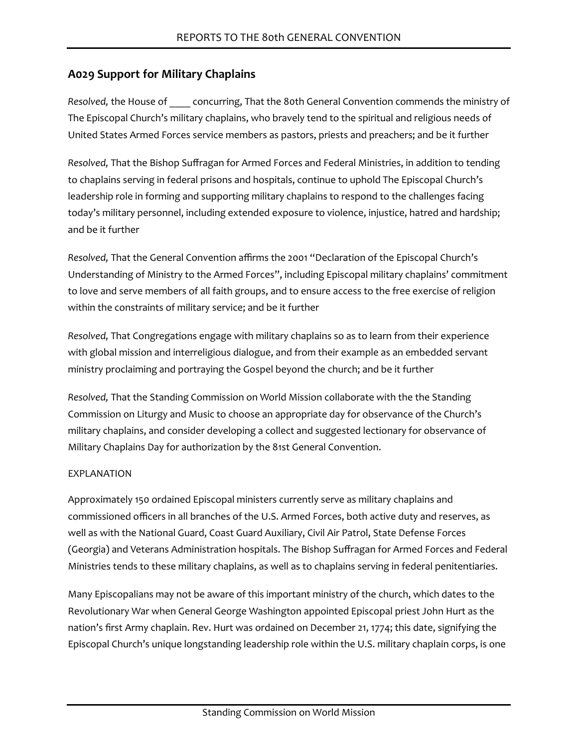## A029 Support for Military Chaplains

*Resolved,* the House of ____ concurring, That the 80th General Convention commends the ministry of The Episcopal Church's military chaplains, who bravely tend to the spiritual and religious needs of United States Armed Forces service members as pastors, priests and preachers; and be it further

*Resolved,* That the Bishop Suffragan for Armed Forces and Federal Ministries, in addition to tending to chaplains serving in federal prisons and hospitals, continue to uphold The Episcopal Church's leadership role in forming and supporting military chaplains to respond to the challenges facing today's military personnel, including extended exposure to violence, injustice, hatred and hardship; and be it further

*Resolved,* That the General Convention affirms the 2001 "Declaration of the Episcopal Church's Understanding of Ministry to the Armed Forces", including Episcopal military chaplains' commitment to love and serve members of all faith groups, and to ensure access to the free exercise of religion within the constraints of military service; and be it further

*Resolved,* That Congregations engage with military chaplains so as to learn from their experience with global mission and interreligious dialogue, and from their example as an embedded servant ministry proclaiming and portraying the Gospel beyond the church; and be it further

*Resolved,* That the Standing Commission on World Mission collaborate with the the Standing Commission on Liturgy and Music to choose an appropriate day for observance of the Church's military chaplains, and consider developing a collect and suggested lectionary for observance of Military Chaplains Day for authorization by the 81st General Convention.

EXPLANATION

Approximately 150 ordained Episcopal ministers currently serve as military chaplains and commissioned officers in all branches of the U.S. Armed Forces, both active duty and reserves, as well as with the National Guard, Coast Guard Auxiliary, Civil Air Patrol, State Defense Forces (Georgia) and Veterans Administration hospitals. The Bishop Suffragan for Armed Forces and Federal Ministries tends to these military chaplains, as well as to chaplains serving in federal penitentiaries.

Many Episcopalians may not be aware of this important ministry of the church, which dates to the Revolutionary War when General George Washington appointed Episcopal priest John Hurt as the nation's first Army chaplain. Rev. Hurt was ordained on December 21, 1774; this date, signifying the Episcopal Church's unique longstanding leadership role within the U.S. military chaplain corps, is one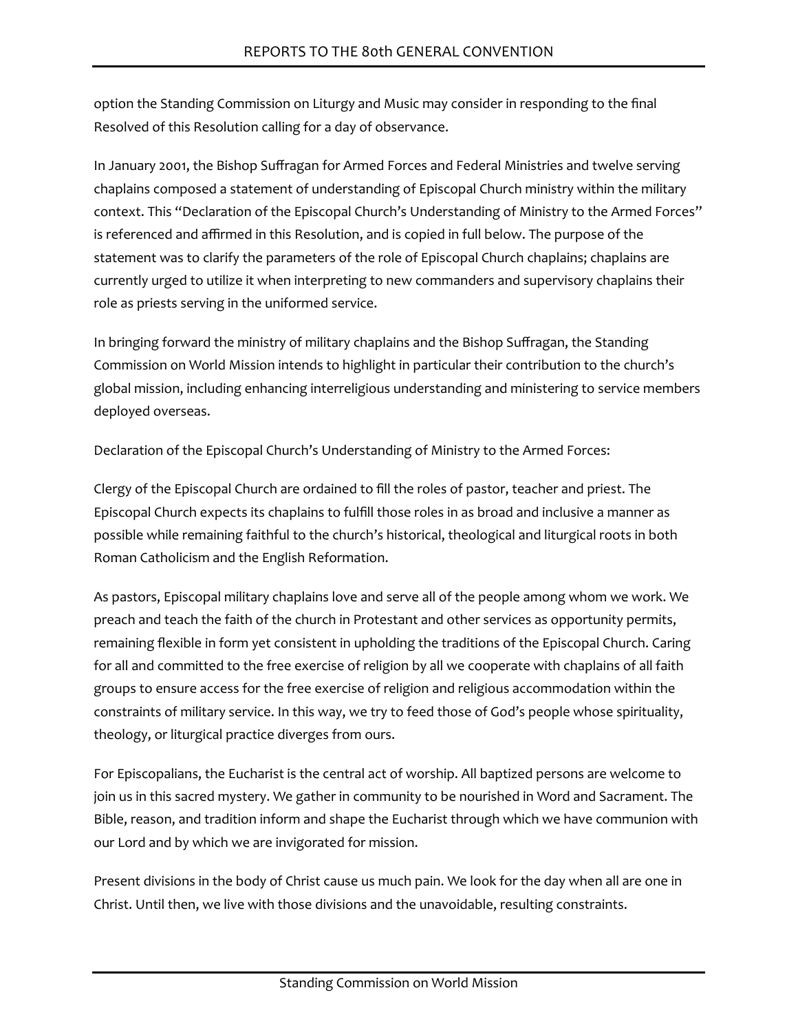option the Standing Commission on Liturgy and Music may consider in responding to the final Resolved of this Resolution calling for a day of observance.

In January 2001, the Bishop Suffragan for Armed Forces and Federal Ministries and twelve serving chaplains composed a statement of understanding of Episcopal Church ministry within the military context. This "Declaration of the Episcopal Church's Understanding of Ministry to the Armed Forces" is referenced and affirmed in this Resolution, and is copied in full below. The purpose of the statement was to clarify the parameters of the role of Episcopal Church chaplains; chaplains are currently urged to utilize it when interpreting to new commanders and supervisory chaplains their role as priests serving in the uniformed service.

In bringing forward the ministry of military chaplains and the Bishop Suffragan, the Standing Commission on World Mission intends to highlight in particular their contribution to the church's global mission, including enhancing interreligious understanding and ministering to service members deployed overseas.

Declaration of the Episcopal Church's Understanding of Ministry to the Armed Forces:

Clergy of the Episcopal Church are ordained to fill the roles of pastor, teacher and priest. The Episcopal Church expects its chaplains to fulfill those roles in as broad and inclusive a manner as possible while remaining faithful to the church's historical, theological and liturgical roots in both Roman Catholicism and the English Reformation.

As pastors, Episcopal military chaplains love and serve all of the people among whom we work. We preach and teach the faith of the church in Protestant and other services as opportunity permits, remaining flexible in form yet consistent in upholding the traditions of the Episcopal Church. Caring for all and committed to the free exercise of religion by all we cooperate with chaplains of all faith groups to ensure access for the free exercise of religion and religious accommodation within the constraints of military service. In this way, we try to feed those of God's people whose spirituality, theology, or liturgical practice diverges from ours.

For Episcopalians, the Eucharist is the central act of worship. All baptized persons are welcome to join us in this sacred mystery. We gather in community to be nourished in Word and Sacrament. The Bible, reason, and tradition inform and shape the Eucharist through which we have communion with our Lord and by which we are invigorated for mission.

Present divisions in the body of Christ cause us much pain. We look for the day when all are one in Christ. Until then, we live with those divisions and the unavoidable, resulting constraints.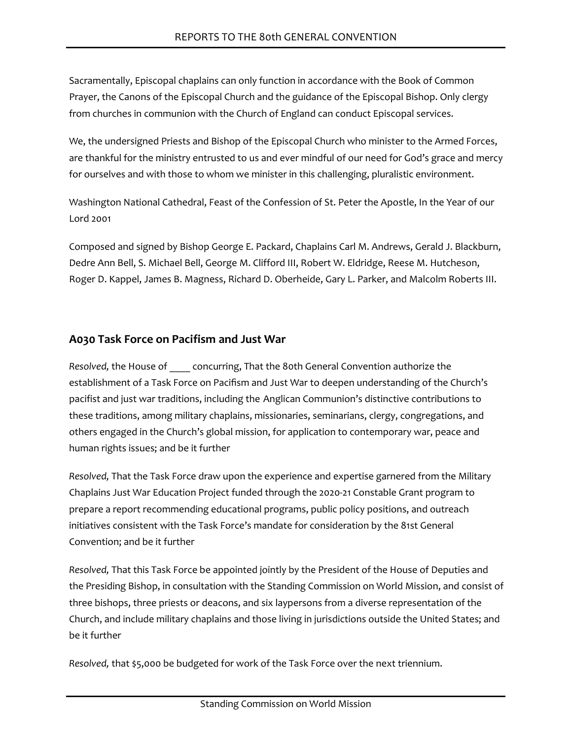Sacramentally, Episcopal chaplains can only function in accordance with the Book of Common Prayer, the Canons of the Episcopal Church and the guidance of the Episcopal Bishop. Only clergy from churches in communion with the Church of England can conduct Episcopal services.

We, the undersigned Priests and Bishop of the Episcopal Church who minister to the Armed Forces, are thankful for the ministry entrusted to us and ever mindful of our need for God's grace and mercy for ourselves and with those to whom we minister in this challenging, pluralistic environment.

Washington National Cathedral, Feast of the Confession of St. Peter the Apostle, In the Year of our Lord 2001

Composed and signed by Bishop George E. Packard, Chaplains Carl M. Andrews, Gerald J. Blackburn, Dedre Ann Bell, S. Michael Bell, George M. Clifford III, Robert W. Eldridge, Reese M. Hutcheson, Roger D. Kappel, James B. Magness, Richard D. Oberheide, Gary L. Parker, and Malcolm Roberts III.

## A030 Task Force on Pacifism and Just War

*Resolved,* the House of ____ concurring, That the 80th General Convention authorize the establishment of a Task Force on Pacifism and Just War to deepen understanding of the Church's pacifist and just war traditions, including the Anglican Communion's distinctive contributions to these traditions, among military chaplains, missionaries, seminarians, clergy, congregations, and others engaged in the Church's global mission, for application to contemporary war, peace and human rights issues; and be it further

*Resolved,* That the Task Force draw upon the experience and expertise garnered from the Military Chaplains Just War Education Project funded through the 2020-21 Constable Grant program to prepare a report recommending educational programs, public policy positions, and outreach initiatives consistent with the Task Force's mandate for consideration by the 81st General Convention; and be it further

*Resolved,* That this Task Force be appointed jointly by the President of the House of Deputies and the Presiding Bishop, in consultation with the Standing Commission on World Mission, and consist of three bishops, three priests or deacons, and six laypersons from a diverse representation of the Church, and include military chaplains and those living in jurisdictions outside the United States; and be it further

*Resolved,* that $5,000 be budgeted for work of the Task Force over the next triennium.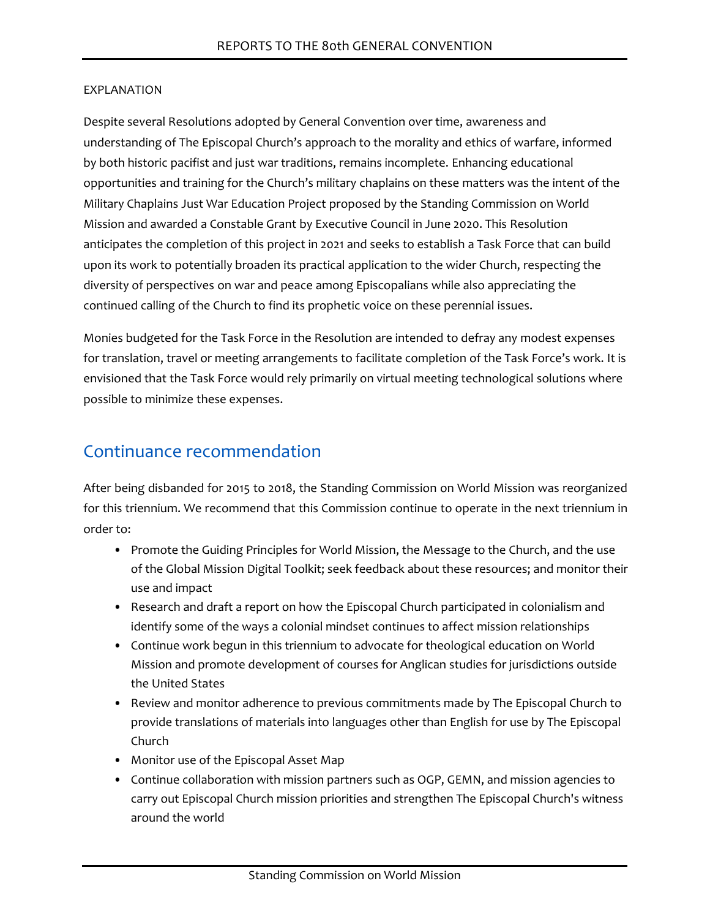EXPLANATION

Despite several Resolutions adopted by General Convention over time, awareness and understanding of The Episcopal Church's approach to the morality and ethics of warfare, informed by both historic pacifist and just war traditions, remains incomplete. Enhancing educational opportunities and training for the Church's military chaplains on these matters was the intent of the Military Chaplains Just War Education Project proposed by the Standing Commission on World Mission and awarded a Constable Grant by Executive Council in June 2020. This Resolution anticipates the completion of this project in 2021 and seeks to establish a Task Force that can build upon its work to potentially broaden its practical application to the wider Church, respecting the diversity of perspectives on war and peace among Episcopalians while also appreciating the continued calling of the Church to find its prophetic voice on these perennial issues.

Monies budgeted for the Task Force in the Resolution are intended to defray any modest expenses for translation, travel or meeting arrangements to facilitate completion of the Task Force's work. It is envisioned that the Task Force would rely primarily on virtual meeting technological solutions where possible to minimize these expenses.

## Continuance recommendation

After being disbanded for 2015 to 2018, the Standing Commission on World Mission was reorganized for this triennium. We recommend that this Commission continue to operate in the next triennium in order to:

- Promote the Guiding Principles for World Mission, the Message to the Church, and the use of the Global Mission Digital Toolkit; seek feedback about these resources; and monitor their use and impact
- Research and draft a report on how the Episcopal Church participated in colonialism and identify some of the ways a colonial mindset continues to affect mission relationships
- Continue work begun in this triennium to advocate for theological education on World Mission and promote development of courses for Anglican studies for jurisdictions outside the United States
- Review and monitor adherence to previous commitments made by The Episcopal Church to provide translations of materials into languages other than English for use by The Episcopal Church
- Monitor use of the Episcopal Asset Map
- Continue collaboration with mission partners such as OGP, GEMN, and mission agencies to carry out Episcopal Church mission priorities and strengthen The Episcopal Church's witness around the world